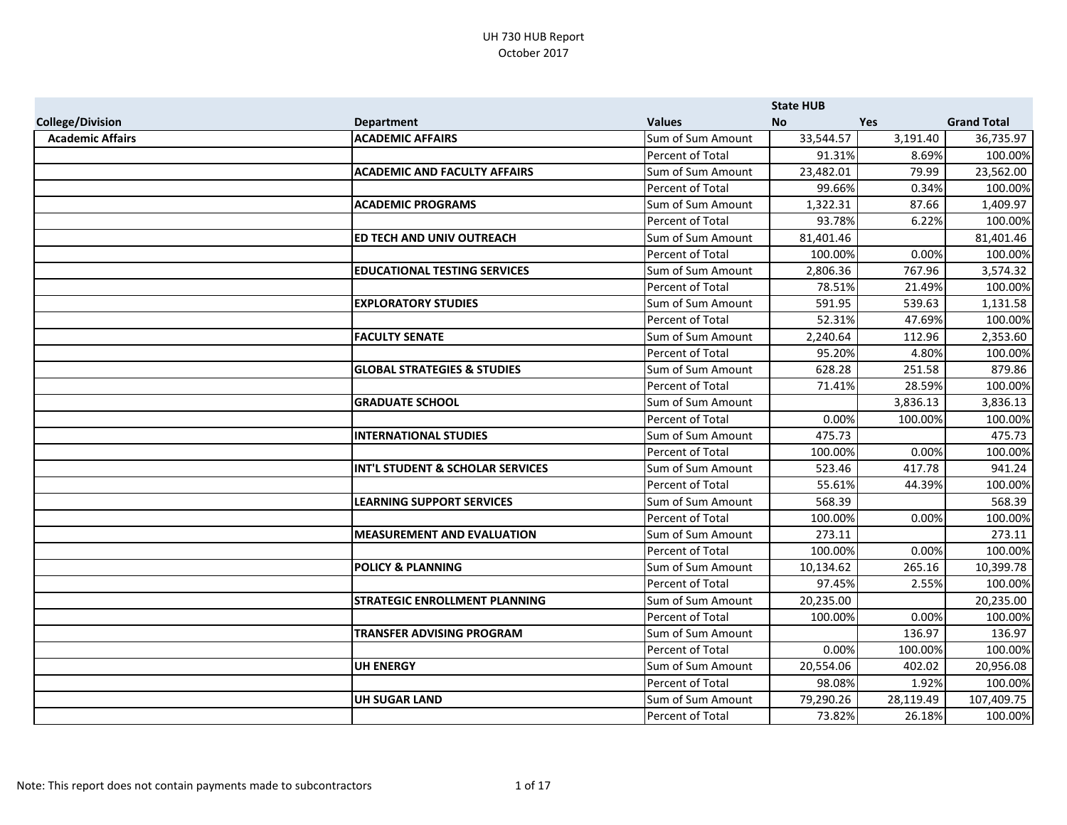# UH 730 HUB Report
## October 2017

| College/Division | Department | Values | State HUB No | Yes | Grand Total |
|---|---|---|---|---|---|
| **Academic Affairs** | **ACADEMIC AFFAIRS** | Sum of Sum Amount | 33,544.57 | 3,191.40 | 36,735.97 |
| | | Percent of Total | 91.31% | 8.69% | 100.00% |
| | **ACADEMIC AND FACULTY AFFAIRS** | Sum of Sum Amount | 23,482.01 | 79.99 | 23,562.00 |
| | | Percent of Total | 99.66% | 0.34% | 100.00% |
| | **ACADEMIC PROGRAMS** | Sum of Sum Amount | 1,322.31 | 87.66 | 1,409.97 |
| | | Percent of Total | 93.78% | 6.22% | 100.00% |
| | **ED TECH AND UNIV OUTREACH** | Sum of Sum Amount | 81,401.46 | | 81,401.46 |
| | | Percent of Total | 100.00% | 0.00% | 100.00% |
| | **EDUCATIONAL TESTING SERVICES** | Sum of Sum Amount | 2,806.36 | 767.96 | 3,574.32 |
| | | Percent of Total | 78.51% | 21.49% | 100.00% |
| | **EXPLORATORY STUDIES** | Sum of Sum Amount | 591.95 | 539.63 | 1,131.58 |
| | | Percent of Total | 52.31% | 47.69% | 100.00% |
| | **FACULTY SENATE** | Sum of Sum Amount | 2,240.64 | 112.96 | 2,353.60 |
| | | Percent of Total | 95.20% | 4.80% | 100.00% |
| | **GLOBAL STRATEGIES & STUDIES** | Sum of Sum Amount | 628.28 | 251.58 | 879.86 |
| | | Percent of Total | 71.41% | 28.59% | 100.00% |
| | **GRADUATE SCHOOL** | Sum of Sum Amount | | 3,836.13 | 3,836.13 |
| | | Percent of Total | 0.00% | 100.00% | 100.00% |
| | **INTERNATIONAL STUDIES** | Sum of Sum Amount | 475.73 | | 475.73 |
| | | Percent of Total | 100.00% | 0.00% | 100.00% |
| | **INT'L STUDENT & SCHOLAR SERVICES** | Sum of Sum Amount | 523.46 | 417.78 | 941.24 |
| | | Percent of Total | 55.61% | 44.39% | 100.00% |
| | **LEARNING SUPPORT SERVICES** | Sum of Sum Amount | 568.39 | | 568.39 |
| | | Percent of Total | 100.00% | 0.00% | 100.00% |
| | **MEASUREMENT AND EVALUATION** | Sum of Sum Amount | 273.11 | | 273.11 |
| | | Percent of Total | 100.00% | 0.00% | 100.00% |
| | **POLICY & PLANNING** | Sum of Sum Amount | 10,134.62 | 265.16 | 10,399.78 |
| | | Percent of Total | 97.45% | 2.55% | 100.00% |
| | **STRATEGIC ENROLLMENT PLANNING** | Sum of Sum Amount | 20,235.00 | | 20,235.00 |
| | | Percent of Total | 100.00% | 0.00% | 100.00% |
| | **TRANSFER ADVISING PROGRAM** | Sum of Sum Amount | | 136.97 | 136.97 |
| | | Percent of Total | 0.00% | 100.00% | 100.00% |
| | **UH ENERGY** | Sum of Sum Amount | 20,554.06 | 402.02 | 20,956.08 |
| | | Percent of Total | 98.08% | 1.92% | 100.00% |
| | **UH SUGAR LAND** | Sum of Sum Amount | 79,290.26 | 28,119.49 | 107,409.75 |
| | | Percent of Total | 73.82% | 26.18% | 100.00% |

Note: This report does not contain payments made to subcontractors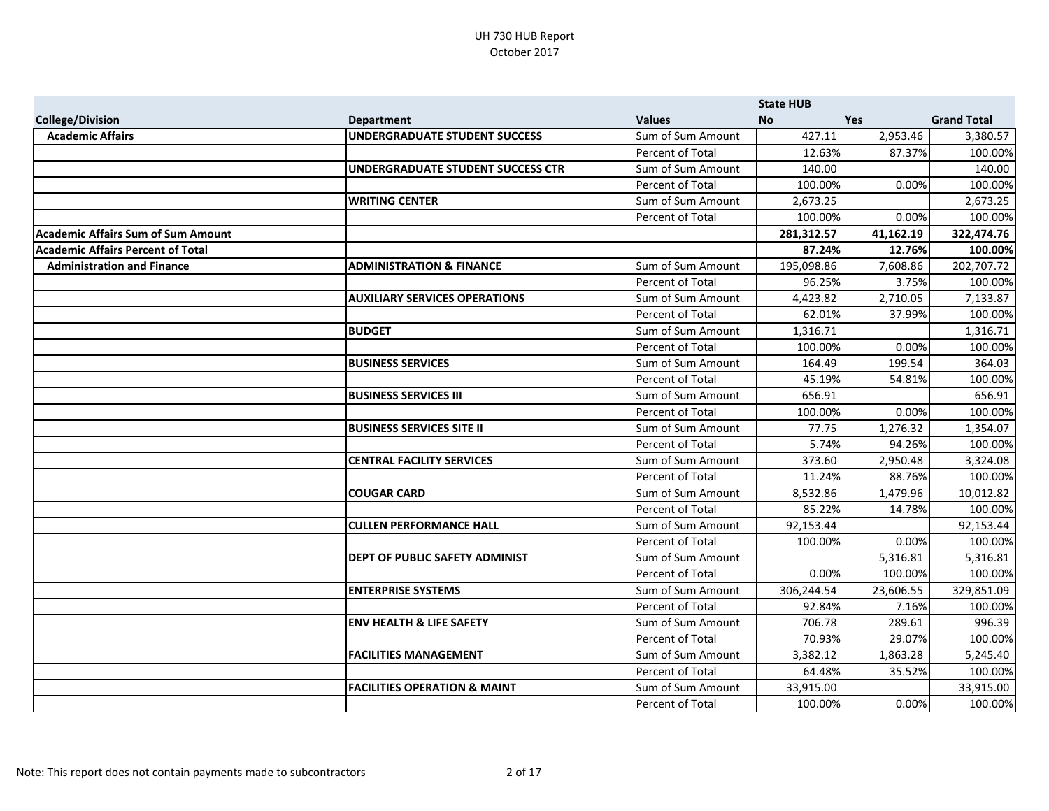UH 730 HUB Report
October 2017

| College/Division | Department | Values | State HUB No | Yes | Grand Total |
|---|---|---|---|---|---|
| **Academic Affairs** | **UNDERGRADUATE STUDENT SUCCESS** | Sum of Sum Amount | 427.11 | 2,953.46 | 3,380.57 |
| | | Percent of Total | 12.63% | 87.37% | 100.00% |
| | **UNDERGRADUATE STUDENT SUCCESS CTR** | Sum of Sum Amount | 140.00 | | 140.00 |
| | | Percent of Total | 100.00% | 0.00% | 100.00% |
| | **WRITING CENTER** | Sum of Sum Amount | 2,673.25 | | 2,673.25 |
| | | Percent of Total | 100.00% | 0.00% | 100.00% |
| **Academic Affairs Sum of Sum Amount** | | | **281,312.57** | **41,162.19** | **322,474.76** |
| **Academic Affairs Percent of Total** | | | **87.24%** | **12.76%** | **100.00%** |
| **Administration and Finance** | **ADMINISTRATION & FINANCE** | Sum of Sum Amount | 195,098.86 | 7,608.86 | 202,707.72 |
| | | Percent of Total | 96.25% | 3.75% | 100.00% |
| | **AUXILIARY SERVICES OPERATIONS** | Sum of Sum Amount | 4,423.82 | 2,710.05 | 7,133.87 |
| | | Percent of Total | 62.01% | 37.99% | 100.00% |
| | **BUDGET** | Sum of Sum Amount | 1,316.71 | | 1,316.71 |
| | | Percent of Total | 100.00% | 0.00% | 100.00% |
| | **BUSINESS SERVICES** | Sum of Sum Amount | 164.49 | 199.54 | 364.03 |
| | | Percent of Total | 45.19% | 54.81% | 100.00% |
| | **BUSINESS SERVICES III** | Sum of Sum Amount | 656.91 | | 656.91 |
| | | Percent of Total | 100.00% | 0.00% | 100.00% |
| | **BUSINESS SERVICES SITE II** | Sum of Sum Amount | 77.75 | 1,276.32 | 1,354.07 |
| | | Percent of Total | 5.74% | 94.26% | 100.00% |
| | **CENTRAL FACILITY SERVICES** | Sum of Sum Amount | 373.60 | 2,950.48 | 3,324.08 |
| | | Percent of Total | 11.24% | 88.76% | 100.00% |
| | **COUGAR CARD** | Sum of Sum Amount | 8,532.86 | 1,479.96 | 10,012.82 |
| | | Percent of Total | 85.22% | 14.78% | 100.00% |
| | **CULLEN PERFORMANCE HALL** | Sum of Sum Amount | 92,153.44 | | 92,153.44 |
| | | Percent of Total | 100.00% | 0.00% | 100.00% |
| | **DEPT OF PUBLIC SAFETY ADMINIST** | Sum of Sum Amount | | 5,316.81 | 5,316.81 |
| | | Percent of Total | 0.00% | 100.00% | 100.00% |
| | **ENTERPRISE SYSTEMS** | Sum of Sum Amount | 306,244.54 | 23,606.55 | 329,851.09 |
| | | Percent of Total | 92.84% | 7.16% | 100.00% |
| | **ENV HEALTH & LIFE SAFETY** | Sum of Sum Amount | 706.78 | 289.61 | 996.39 |
| | | Percent of Total | 70.93% | 29.07% | 100.00% |
| | **FACILITIES MANAGEMENT** | Sum of Sum Amount | 3,382.12 | 1,863.28 | 5,245.40 |
| | | Percent of Total | 64.48% | 35.52% | 100.00% |
| | **FACILITIES OPERATION & MAINT** | Sum of Sum Amount | 33,915.00 | | 33,915.00 |
| | | Percent of Total | 100.00% | 0.00% | 100.00% |

Note: This report does not contain payments made to subcontractors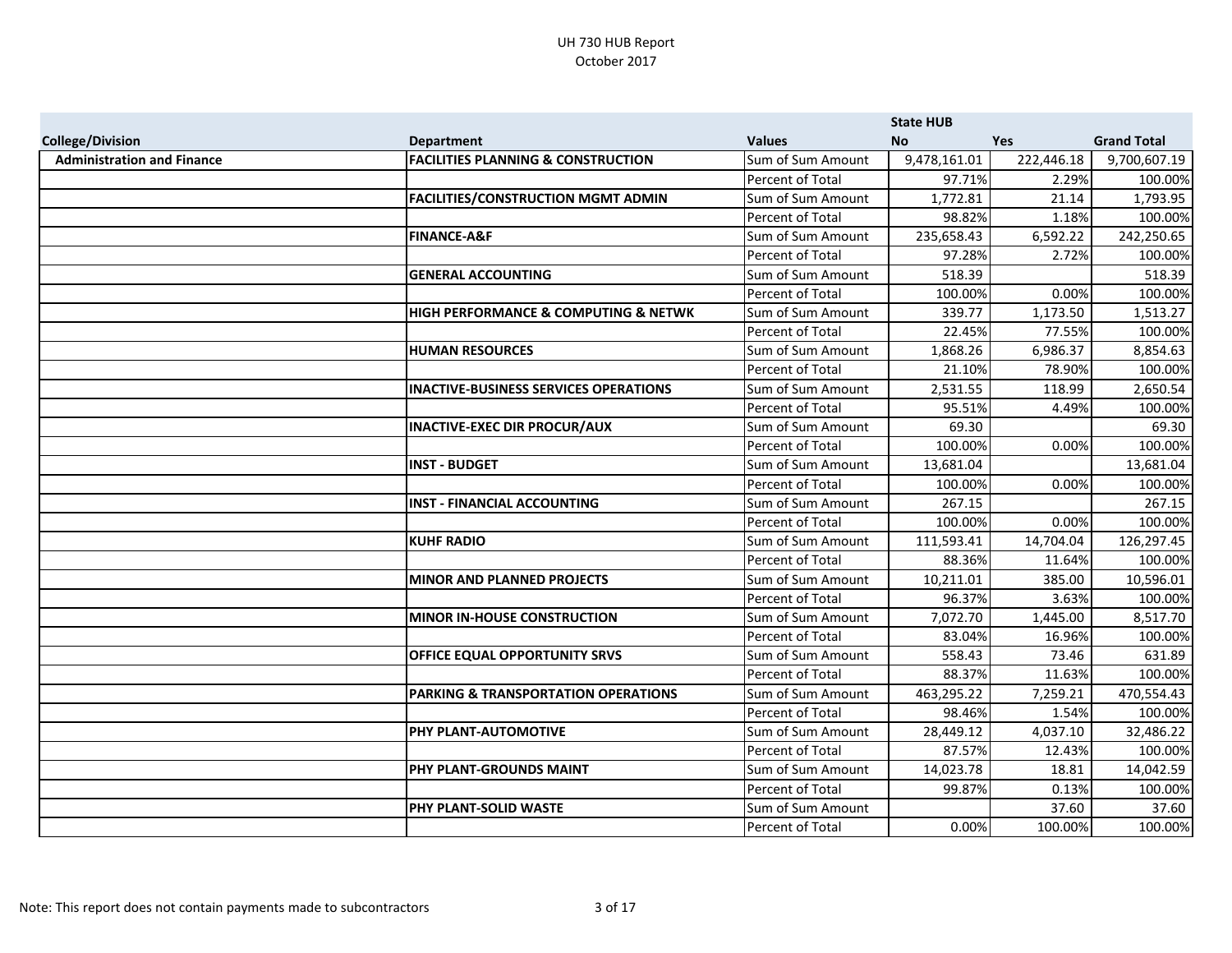UH 730 HUB Report
October 2017

| College/Division | Department | Values | State HUB No | Yes | Grand Total |
|---|---|---|---|---|---|
| **Administration and Finance** | **FACILITIES PLANNING & CONSTRUCTION** | Sum of Sum Amount | 9,478,161.01 | 222,446.18 | 9,700,607.19 |
| | | Percent of Total | 97.71% | 2.29% | 100.00% |
| | **FACILITIES/CONSTRUCTION MGMT ADMIN** | Sum of Sum Amount | 1,772.81 | 21.14 | 1,793.95 |
| | | Percent of Total | 98.82% | 1.18% | 100.00% |
| | **FINANCE-A&F** | Sum of Sum Amount | 235,658.43 | 6,592.22 | 242,250.65 |
| | | Percent of Total | 97.28% | 2.72% | 100.00% |
| | **GENERAL ACCOUNTING** | Sum of Sum Amount | 518.39 | | 518.39 |
| | | Percent of Total | 100.00% | 0.00% | 100.00% |
| | **HIGH PERFORMANCE & COMPUTING & NETWK** | Sum of Sum Amount | 339.77 | 1,173.50 | 1,513.27 |
| | | Percent of Total | 22.45% | 77.55% | 100.00% |
| | **HUMAN RESOURCES** | Sum of Sum Amount | 1,868.26 | 6,986.37 | 8,854.63 |
| | | Percent of Total | 21.10% | 78.90% | 100.00% |
| | **INACTIVE-BUSINESS SERVICES OPERATIONS** | Sum of Sum Amount | 2,531.55 | 118.99 | 2,650.54 |
| | | Percent of Total | 95.51% | 4.49% | 100.00% |
| | **INACTIVE-EXEC DIR PROCUR/AUX** | Sum of Sum Amount | 69.30 | | 69.30 |
| | | Percent of Total | 100.00% | 0.00% | 100.00% |
| | **INST - BUDGET** | Sum of Sum Amount | 13,681.04 | | 13,681.04 |
| | | Percent of Total | 100.00% | 0.00% | 100.00% |
| | **INST - FINANCIAL ACCOUNTING** | Sum of Sum Amount | 267.15 | | 267.15 |
| | | Percent of Total | 100.00% | 0.00% | 100.00% |
| | **KUHF RADIO** | Sum of Sum Amount | 111,593.41 | 14,704.04 | 126,297.45 |
| | | Percent of Total | 88.36% | 11.64% | 100.00% |
| | **MINOR AND PLANNED PROJECTS** | Sum of Sum Amount | 10,211.01 | 385.00 | 10,596.01 |
| | | Percent of Total | 96.37% | 3.63% | 100.00% |
| | **MINOR IN-HOUSE CONSTRUCTION** | Sum of Sum Amount | 7,072.70 | 1,445.00 | 8,517.70 |
| | | Percent of Total | 83.04% | 16.96% | 100.00% |
| | **OFFICE EQUAL OPPORTUNITY SRVS** | Sum of Sum Amount | 558.43 | 73.46 | 631.89 |
| | | Percent of Total | 88.37% | 11.63% | 100.00% |
| | **PARKING & TRANSPORTATION OPERATIONS** | Sum of Sum Amount | 463,295.22 | 7,259.21 | 470,554.43 |
| | | Percent of Total | 98.46% | 1.54% | 100.00% |
| | **PHY PLANT-AUTOMOTIVE** | Sum of Sum Amount | 28,449.12 | 4,037.10 | 32,486.22 |
| | | Percent of Total | 87.57% | 12.43% | 100.00% |
| | **PHY PLANT-GROUNDS MAINT** | Sum of Sum Amount | 14,023.78 | 18.81 | 14,042.59 |
| | | Percent of Total | 99.87% | 0.13% | 100.00% |
| | **PHY PLANT-SOLID WASTE** | Sum of Sum Amount | | 37.60 | 37.60 |
| | | Percent of Total | 0.00% | 100.00% | 100.00% |

Note: This report does not contain payments made to subcontractors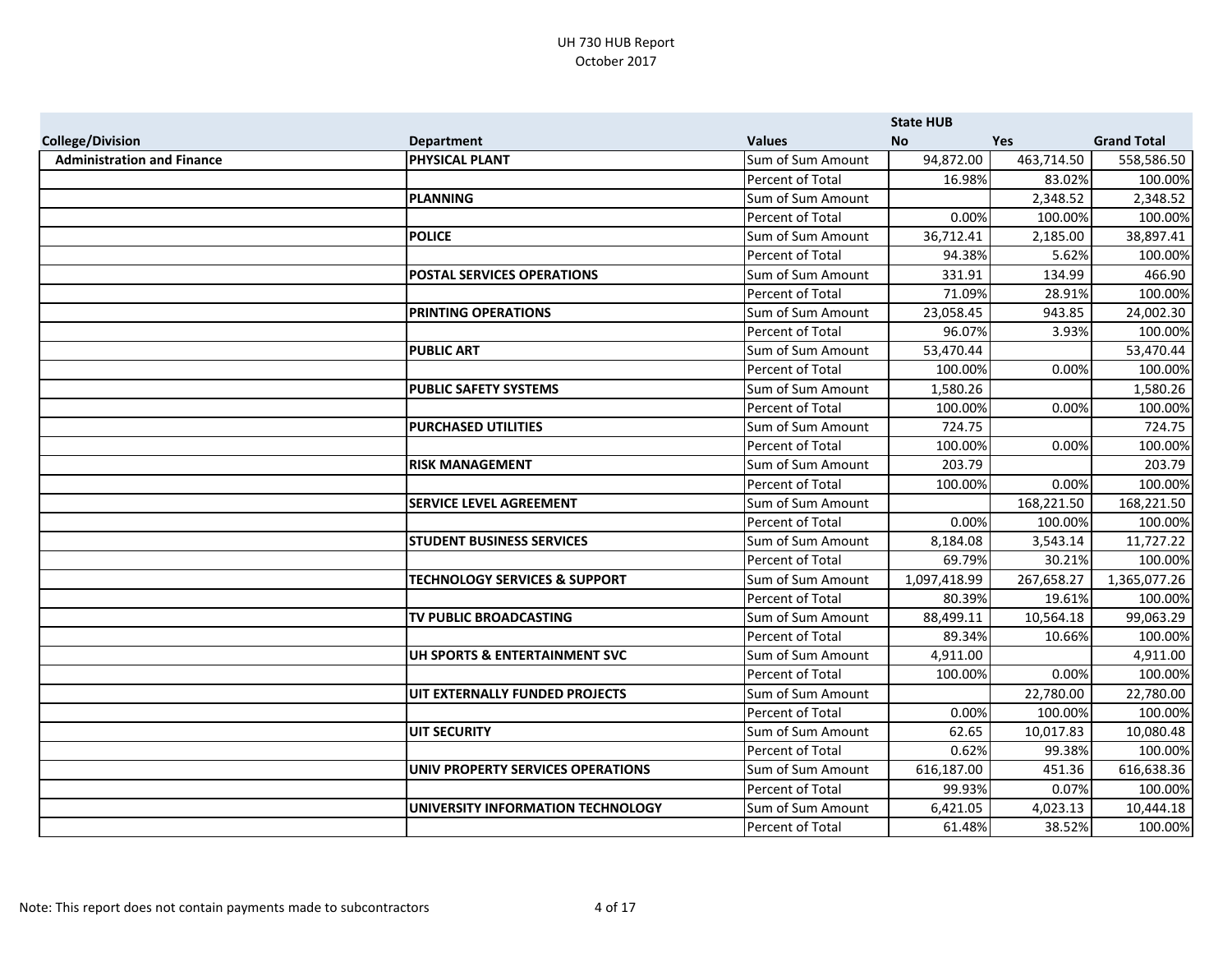UH 730 HUB Report
October 2017

| | | | State HUB | | |
|---|---|---|---|---|---|
| **College/Division** | **Department** | **Values** | **No** | **Yes** | **Grand Total** |
| **Administration and Finance** | **PHYSICAL PLANT** | Sum of Sum Amount | 94,872.00 | 463,714.50 | 558,586.50 |
| | | Percent of Total | 16.98% | 83.02% | 100.00% |
| | **PLANNING** | Sum of Sum Amount | | 2,348.52 | 2,348.52 |
| | | Percent of Total | 0.00% | 100.00% | 100.00% |
| | **POLICE** | Sum of Sum Amount | 36,712.41 | 2,185.00 | 38,897.41 |
| | | Percent of Total | 94.38% | 5.62% | 100.00% |
| | **POSTAL SERVICES OPERATIONS** | Sum of Sum Amount | 331.91 | 134.99 | 466.90 |
| | | Percent of Total | 71.09% | 28.91% | 100.00% |
| | **PRINTING OPERATIONS** | Sum of Sum Amount | 23,058.45 | 943.85 | 24,002.30 |
| | | Percent of Total | 96.07% | 3.93% | 100.00% |
| | **PUBLIC ART** | Sum of Sum Amount | 53,470.44 | | 53,470.44 |
| | | Percent of Total | 100.00% | 0.00% | 100.00% |
| | **PUBLIC SAFETY SYSTEMS** | Sum of Sum Amount | 1,580.26 | | 1,580.26 |
| | | Percent of Total | 100.00% | 0.00% | 100.00% |
| | **PURCHASED UTILITIES** | Sum of Sum Amount | 724.75 | | 724.75 |
| | | Percent of Total | 100.00% | 0.00% | 100.00% |
| | **RISK MANAGEMENT** | Sum of Sum Amount | 203.79 | | 203.79 |
| | | Percent of Total | 100.00% | 0.00% | 100.00% |
| | **SERVICE LEVEL AGREEMENT** | Sum of Sum Amount | | 168,221.50 | 168,221.50 |
| | | Percent of Total | 0.00% | 100.00% | 100.00% |
| | **STUDENT BUSINESS SERVICES** | Sum of Sum Amount | 8,184.08 | 3,543.14 | 11,727.22 |
| | | Percent of Total | 69.79% | 30.21% | 100.00% |
| | **TECHNOLOGY SERVICES & SUPPORT** | Sum of Sum Amount | 1,097,418.99 | 267,658.27 | 1,365,077.26 |
| | | Percent of Total | 80.39% | 19.61% | 100.00% |
| | **TV PUBLIC BROADCASTING** | Sum of Sum Amount | 88,499.11 | 10,564.18 | 99,063.29 |
| | | Percent of Total | 89.34% | 10.66% | 100.00% |
| | **UH SPORTS & ENTERTAINMENT SVC** | Sum of Sum Amount | 4,911.00 | | 4,911.00 |
| | | Percent of Total | 100.00% | 0.00% | 100.00% |
| | **UIT EXTERNALLY FUNDED PROJECTS** | Sum of Sum Amount | | 22,780.00 | 22,780.00 |
| | | Percent of Total | 0.00% | 100.00% | 100.00% |
| | **UIT SECURITY** | Sum of Sum Amount | 62.65 | 10,017.83 | 10,080.48 |
| | | Percent of Total | 0.62% | 99.38% | 100.00% |
| | **UNIV PROPERTY SERVICES OPERATIONS** | Sum of Sum Amount | 616,187.00 | 451.36 | 616,638.36 |
| | | Percent of Total | 99.93% | 0.07% | 100.00% |
| | **UNIVERSITY INFORMATION TECHNOLOGY** | Sum of Sum Amount | 6,421.05 | 4,023.13 | 10,444.18 |
| | | Percent of Total | 61.48% | 38.52% | 100.00% |

Note: This report does not contain payments made to subcontractors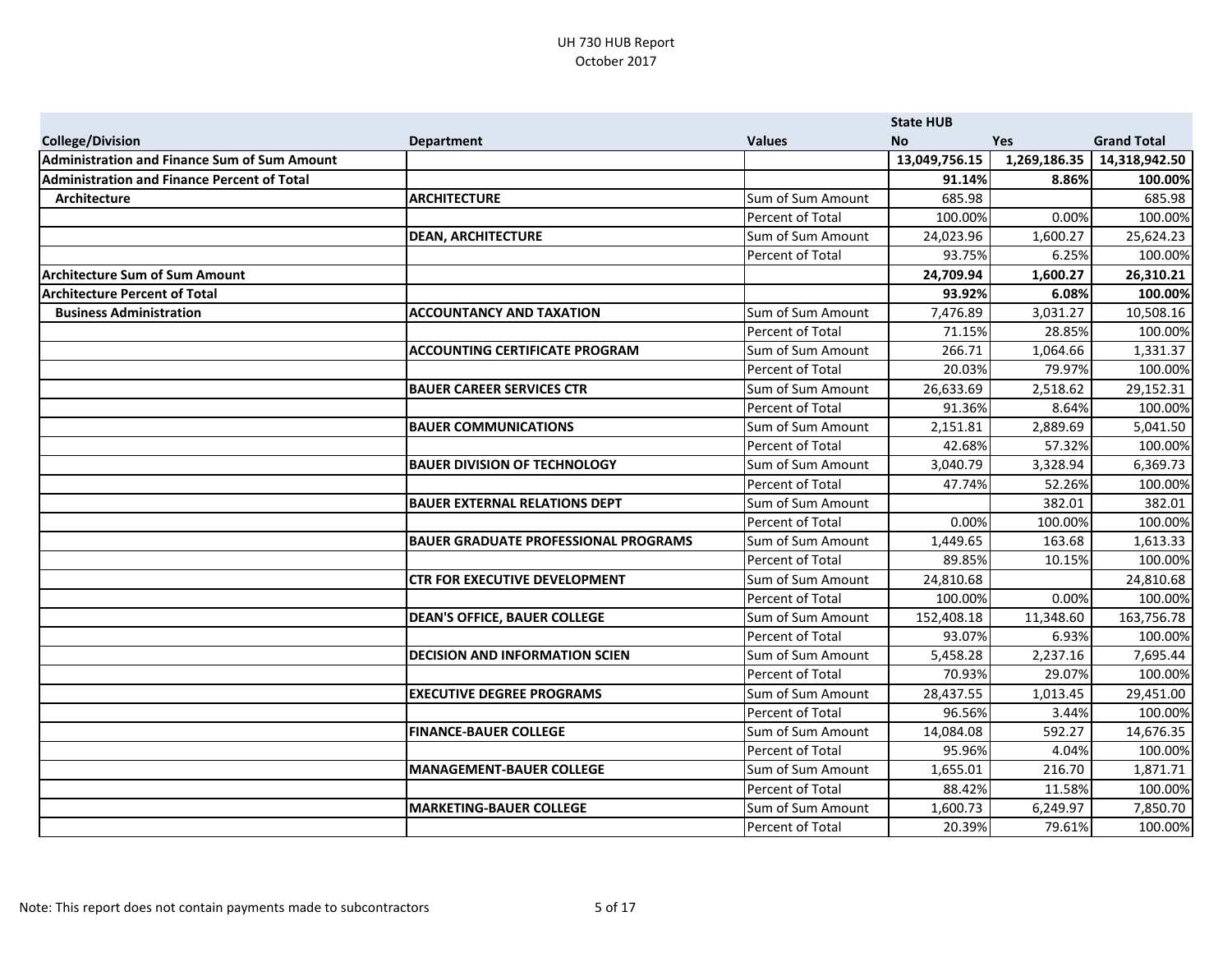UH 730 HUB Report
October 2017

| | | | State HUB | | |
|---|---|---|---|---|---|
| **College/Division** | **Department** | **Values** | **No** | **Yes** | **Grand Total** |
| **Administration and Finance Sum of Sum Amount** | | | **13,049,756.15** | **1,269,186.35** | **14,318,942.50** |
| **Administration and Finance Percent of Total** | | | **91.14%** | **8.86%** | **100.00%** |
| **Architecture** | **ARCHITECTURE** | Sum of Sum Amount | 685.98 | | 685.98 |
| | | Percent of Total | 100.00% | 0.00% | 100.00% |
| | **DEAN, ARCHITECTURE** | Sum of Sum Amount | 24,023.96 | 1,600.27 | 25,624.23 |
| | | Percent of Total | 93.75% | 6.25% | 100.00% |
| **Architecture Sum of Sum Amount** | | | **24,709.94** | **1,600.27** | **26,310.21** |
| **Architecture Percent of Total** | | | **93.92%** | **6.08%** | **100.00%** |
| **Business Administration** | **ACCOUNTANCY AND TAXATION** | Sum of Sum Amount | 7,476.89 | 3,031.27 | 10,508.16 |
| | | Percent of Total | 71.15% | 28.85% | 100.00% |
| | **ACCOUNTING CERTIFICATE PROGRAM** | Sum of Sum Amount | 266.71 | 1,064.66 | 1,331.37 |
| | | Percent of Total | 20.03% | 79.97% | 100.00% |
| | **BAUER CAREER SERVICES CTR** | Sum of Sum Amount | 26,633.69 | 2,518.62 | 29,152.31 |
| | | Percent of Total | 91.36% | 8.64% | 100.00% |
| | **BAUER COMMUNICATIONS** | Sum of Sum Amount | 2,151.81 | 2,889.69 | 5,041.50 |
| | | Percent of Total | 42.68% | 57.32% | 100.00% |
| | **BAUER DIVISION OF TECHNOLOGY** | Sum of Sum Amount | 3,040.79 | 3,328.94 | 6,369.73 |
| | | Percent of Total | 47.74% | 52.26% | 100.00% |
| | **BAUER EXTERNAL RELATIONS DEPT** | Sum of Sum Amount | | 382.01 | 382.01 |
| | | Percent of Total | 0.00% | 100.00% | 100.00% |
| | **BAUER GRADUATE PROFESSIONAL PROGRAMS** | Sum of Sum Amount | 1,449.65 | 163.68 | 1,613.33 |
| | | Percent of Total | 89.85% | 10.15% | 100.00% |
| | **CTR FOR EXECUTIVE DEVELOPMENT** | Sum of Sum Amount | 24,810.68 | | 24,810.68 |
| | | Percent of Total | 100.00% | 0.00% | 100.00% |
| | **DEAN'S OFFICE, BAUER COLLEGE** | Sum of Sum Amount | 152,408.18 | 11,348.60 | 163,756.78 |
| | | Percent of Total | 93.07% | 6.93% | 100.00% |
| | **DECISION AND INFORMATION SCIEN** | Sum of Sum Amount | 5,458.28 | 2,237.16 | 7,695.44 |
| | | Percent of Total | 70.93% | 29.07% | 100.00% |
| | **EXECUTIVE DEGREE PROGRAMS** | Sum of Sum Amount | 28,437.55 | 1,013.45 | 29,451.00 |
| | | Percent of Total | 96.56% | 3.44% | 100.00% |
| | **FINANCE-BAUER COLLEGE** | Sum of Sum Amount | 14,084.08 | 592.27 | 14,676.35 |
| | | Percent of Total | 95.96% | 4.04% | 100.00% |
| | **MANAGEMENT-BAUER COLLEGE** | Sum of Sum Amount | 1,655.01 | 216.70 | 1,871.71 |
| | | Percent of Total | 88.42% | 11.58% | 100.00% |
| | **MARKETING-BAUER COLLEGE** | Sum of Sum Amount | 1,600.73 | 6,249.97 | 7,850.70 |
| | | Percent of Total | 20.39% | 79.61% | 100.00% |

Note: This report does not contain payments made to subcontractors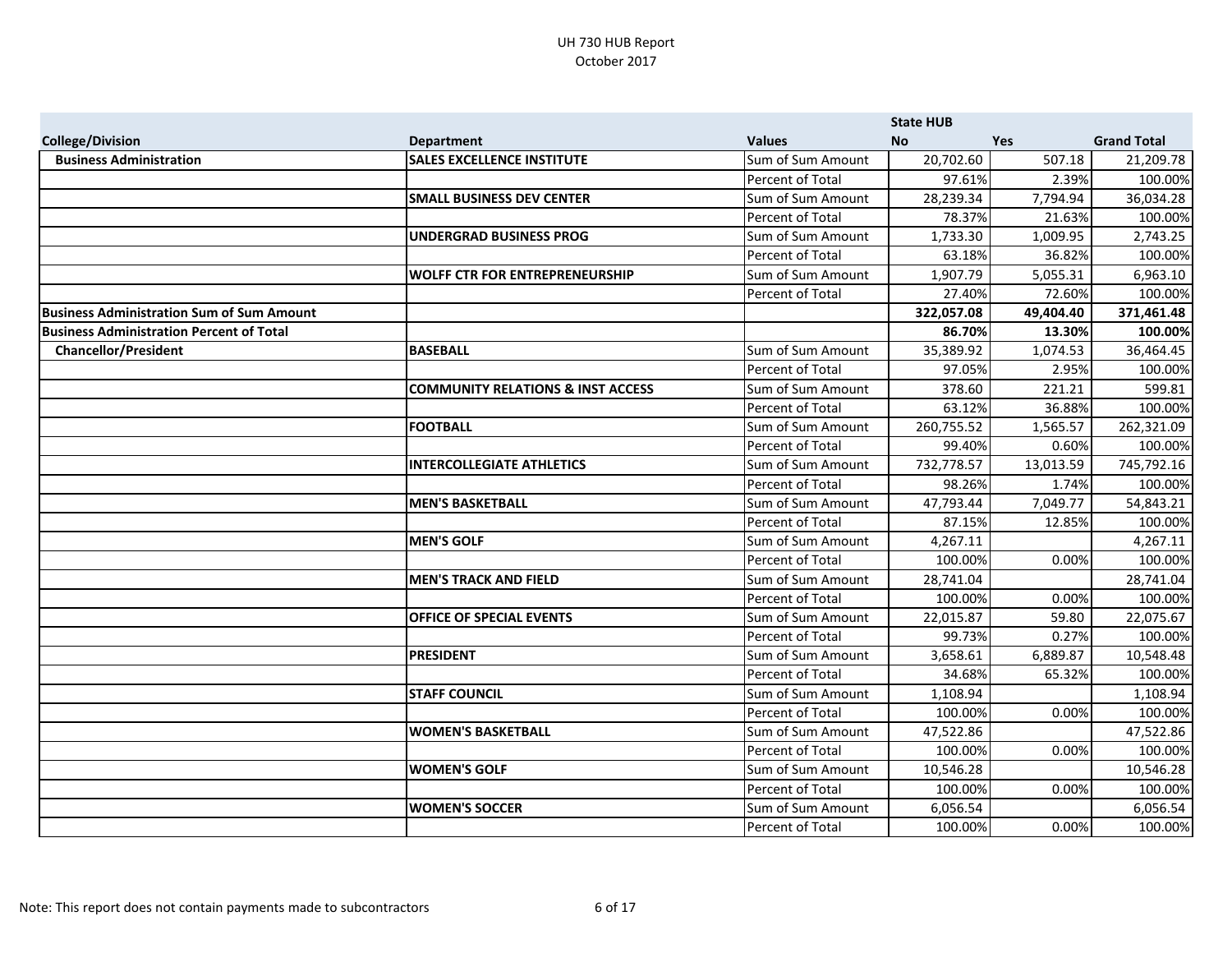UH 730 HUB Report
October 2017

| College/Division | Department | Values | State HUB No | Yes | Grand Total |
|---|---|---|---|---|---|
| **Business Administration** | **SALES EXCELLENCE INSTITUTE** | Sum of Sum Amount | 20,702.60 | 507.18 | 21,209.78 |
| | | Percent of Total | 97.61% | 2.39% | 100.00% |
| | **SMALL BUSINESS DEV CENTER** | Sum of Sum Amount | 28,239.34 | 7,794.94 | 36,034.28 |
| | | Percent of Total | 78.37% | 21.63% | 100.00% |
| | **UNDERGRAD BUSINESS PROG** | Sum of Sum Amount | 1,733.30 | 1,009.95 | 2,743.25 |
| | | Percent of Total | 63.18% | 36.82% | 100.00% |
| | **WOLFF CTR FOR ENTREPRENEURSHIP** | Sum of Sum Amount | 1,907.79 | 5,055.31 | 6,963.10 |
| | | Percent of Total | 27.40% | 72.60% | 100.00% |
| **Business Administration Sum of Sum Amount** | | | **322,057.08** | **49,404.40** | **371,461.48** |
| **Business Administration Percent of Total** | | | **86.70%** | **13.30%** | **100.00%** |
| **Chancellor/President** | **BASEBALL** | Sum of Sum Amount | 35,389.92 | 1,074.53 | 36,464.45 |
| | | Percent of Total | 97.05% | 2.95% | 100.00% |
| | **COMMUNITY RELATIONS & INST ACCESS** | Sum of Sum Amount | 378.60 | 221.21 | 599.81 |
| | | Percent of Total | 63.12% | 36.88% | 100.00% |
| | **FOOTBALL** | Sum of Sum Amount | 260,755.52 | 1,565.57 | 262,321.09 |
| | | Percent of Total | 99.40% | 0.60% | 100.00% |
| | **INTERCOLLEGIATE ATHLETICS** | Sum of Sum Amount | 732,778.57 | 13,013.59 | 745,792.16 |
| | | Percent of Total | 98.26% | 1.74% | 100.00% |
| | **MEN'S BASKETBALL** | Sum of Sum Amount | 47,793.44 | 7,049.77 | 54,843.21 |
| | | Percent of Total | 87.15% | 12.85% | 100.00% |
| | **MEN'S GOLF** | Sum of Sum Amount | 4,267.11 | | 4,267.11 |
| | | Percent of Total | 100.00% | 0.00% | 100.00% |
| | **MEN'S TRACK AND FIELD** | Sum of Sum Amount | 28,741.04 | | 28,741.04 |
| | | Percent of Total | 100.00% | 0.00% | 100.00% |
| | **OFFICE OF SPECIAL EVENTS** | Sum of Sum Amount | 22,015.87 | 59.80 | 22,075.67 |
| | | Percent of Total | 99.73% | 0.27% | 100.00% |
| | **PRESIDENT** | Sum of Sum Amount | 3,658.61 | 6,889.87 | 10,548.48 |
| | | Percent of Total | 34.68% | 65.32% | 100.00% |
| | **STAFF COUNCIL** | Sum of Sum Amount | 1,108.94 | | 1,108.94 |
| | | Percent of Total | 100.00% | 0.00% | 100.00% |
| | **WOMEN'S BASKETBALL** | Sum of Sum Amount | 47,522.86 | | 47,522.86 |
| | | Percent of Total | 100.00% | 0.00% | 100.00% |
| | **WOMEN'S GOLF** | Sum of Sum Amount | 10,546.28 | | 10,546.28 |
| | | Percent of Total | 100.00% | 0.00% | 100.00% |
| | **WOMEN'S SOCCER** | Sum of Sum Amount | 6,056.54 | | 6,056.54 |
| | | Percent of Total | 100.00% | 0.00% | 100.00% |

Note: This report does not contain payments made to subcontractors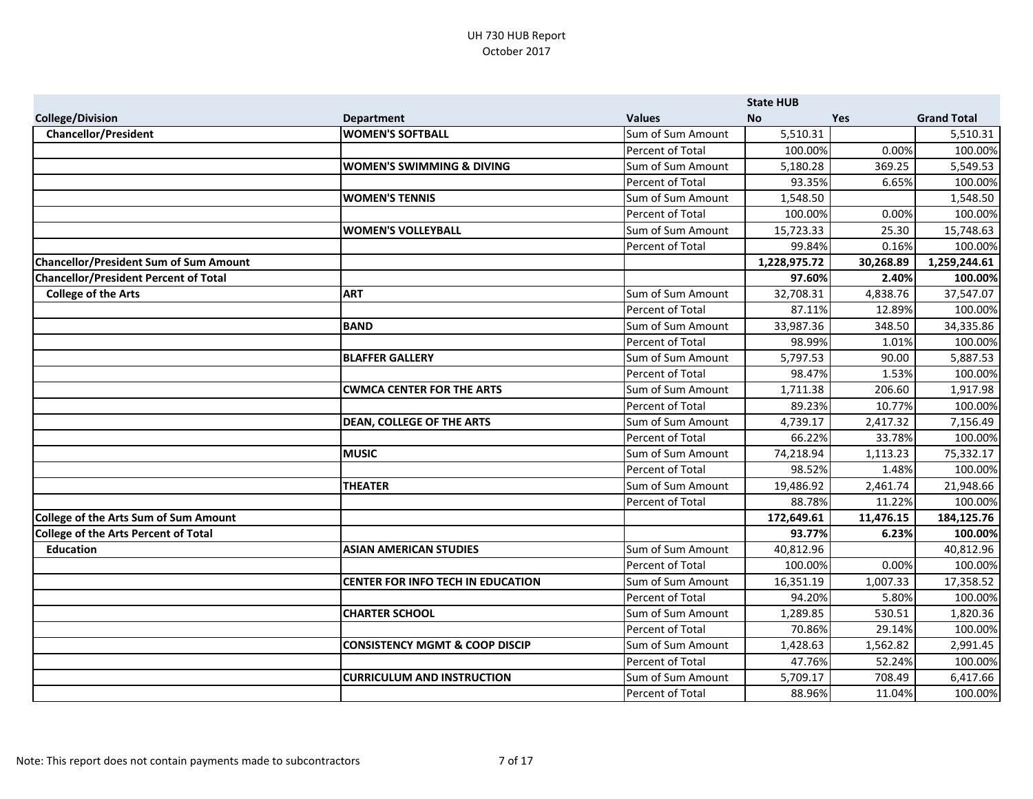| College/Division | Department | Values | State HUB No | Yes | Grand Total |
|---|---|---|---|---|---|
| **Chancellor/President** | **WOMEN'S SOFTBALL** | Sum of Sum Amount | 5,510.31 | | 5,510.31 |
| | | Percent of Total | 100.00% | 0.00% | 100.00% |
| | **WOMEN'S SWIMMING & DIVING** | Sum of Sum Amount | 5,180.28 | 369.25 | 5,549.53 |
| | | Percent of Total | 93.35% | 6.65% | 100.00% |
| | **WOMEN'S TENNIS** | Sum of Sum Amount | 1,548.50 | | 1,548.50 |
| | | Percent of Total | 100.00% | 0.00% | 100.00% |
| | **WOMEN'S VOLLEYBALL** | Sum of Sum Amount | 15,723.33 | 25.30 | 15,748.63 |
| | | Percent of Total | 99.84% | 0.16% | 100.00% |
| **Chancellor/President Sum of Sum Amount** | | | **1,228,975.72** | **30,268.89** | **1,259,244.61** |
| **Chancellor/President Percent of Total** | | | **97.60%** | **2.40%** | **100.00%** |
| **College of the Arts** | **ART** | Sum of Sum Amount | 32,708.31 | 4,838.76 | 37,547.07 |
| | | Percent of Total | 87.11% | 12.89% | 100.00% |
| | **BAND** | Sum of Sum Amount | 33,987.36 | 348.50 | 34,335.86 |
| | | Percent of Total | 98.99% | 1.01% | 100.00% |
| | **BLAFFER GALLERY** | Sum of Sum Amount | 5,797.53 | 90.00 | 5,887.53 |
| | | Percent of Total | 98.47% | 1.53% | 100.00% |
| | **CWMCA CENTER FOR THE ARTS** | Sum of Sum Amount | 1,711.38 | 206.60 | 1,917.98 |
| | | Percent of Total | 89.23% | 10.77% | 100.00% |
| | **DEAN, COLLEGE OF THE ARTS** | Sum of Sum Amount | 4,739.17 | 2,417.32 | 7,156.49 |
| | | Percent of Total | 66.22% | 33.78% | 100.00% |
| | **MUSIC** | Sum of Sum Amount | 74,218.94 | 1,113.23 | 75,332.17 |
| | | Percent of Total | 98.52% | 1.48% | 100.00% |
| | **THEATER** | Sum of Sum Amount | 19,486.92 | 2,461.74 | 21,948.66 |
| | | Percent of Total | 88.78% | 11.22% | 100.00% |
| **College of the Arts Sum of Sum Amount** | | | **172,649.61** | **11,476.15** | **184,125.76** |
| **College of the Arts Percent of Total** | | | **93.77%** | **6.23%** | **100.00%** |
| **Education** | **ASIAN AMERICAN STUDIES** | Sum of Sum Amount | 40,812.96 | | 40,812.96 |
| | | Percent of Total | 100.00% | 0.00% | 100.00% |
| | **CENTER FOR INFO TECH IN EDUCATION** | Sum of Sum Amount | 16,351.19 | 1,007.33 | 17,358.52 |
| | | Percent of Total | 94.20% | 5.80% | 100.00% |
| | **CHARTER SCHOOL** | Sum of Sum Amount | 1,289.85 | 530.51 | 1,820.36 |
| | | Percent of Total | 70.86% | 29.14% | 100.00% |
| | **CONSISTENCY MGMT & COOP DISCIP** | Sum of Sum Amount | 1,428.63 | 1,562.82 | 2,991.45 |
| | | Percent of Total | 47.76% | 52.24% | 100.00% |
| | **CURRICULUM AND INSTRUCTION** | Sum of Sum Amount | 5,709.17 | 708.49 | 6,417.66 |
| | | Percent of Total | 88.96% | 11.04% | 100.00% |

Note: This report does not contain payments made to subcontractors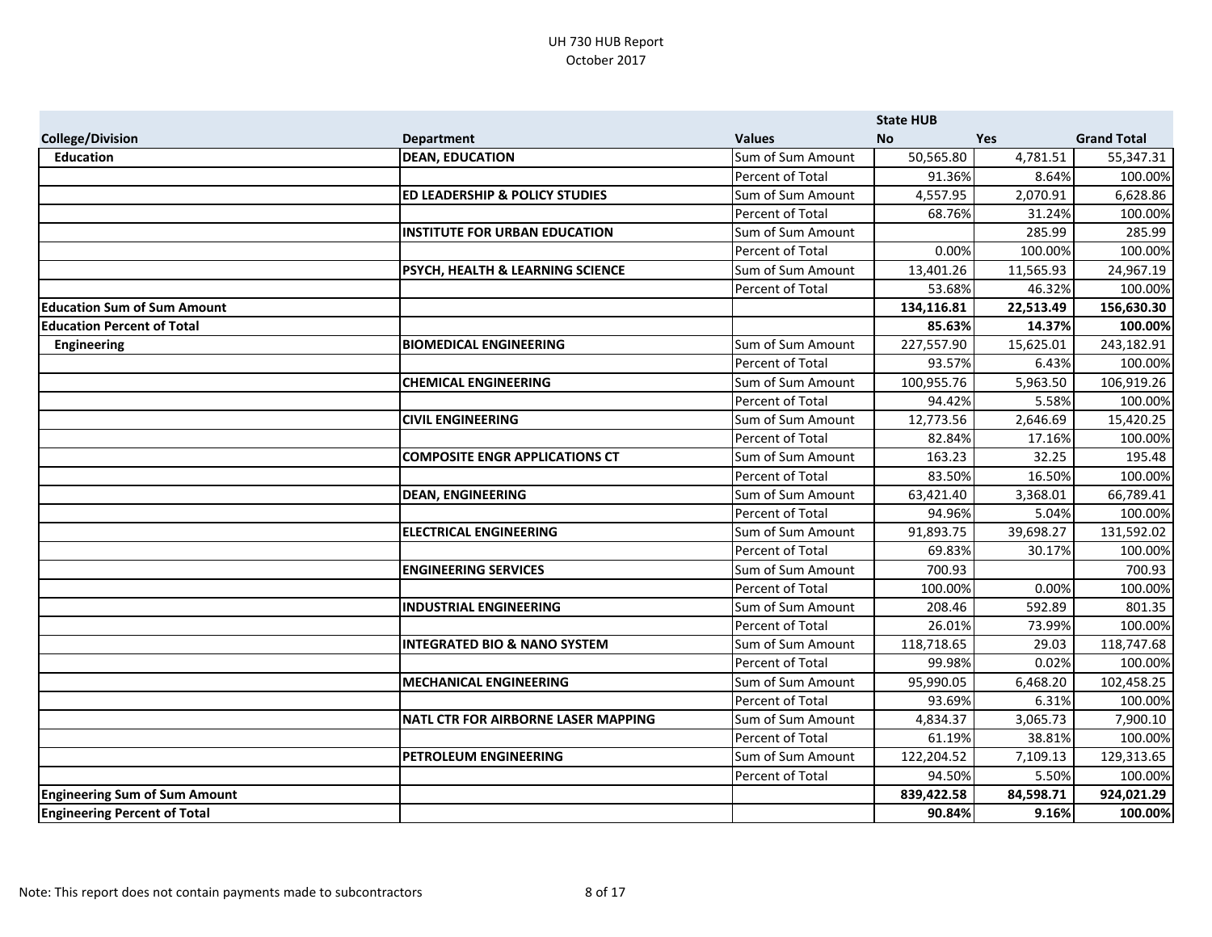UH 730 HUB Report
October 2017

| | | | State HUB | | |
|---|---|---|---|---|---|
| **College/Division** | **Department** | **Values** | **No** | **Yes** | **Grand Total** |
| **Education** | **DEAN, EDUCATION** | Sum of Sum Amount | 50,565.80 | 4,781.51 | 55,347.31 |
| | | Percent of Total | 91.36% | 8.64% | 100.00% |
| | **ED LEADERSHIP & POLICY STUDIES** | Sum of Sum Amount | 4,557.95 | 2,070.91 | 6,628.86 |
| | | Percent of Total | 68.76% | 31.24% | 100.00% |
| | **INSTITUTE FOR URBAN EDUCATION** | Sum of Sum Amount | | 285.99 | 285.99 |
| | | Percent of Total | 0.00% | 100.00% | 100.00% |
| | **PSYCH, HEALTH & LEARNING SCIENCE** | Sum of Sum Amount | 13,401.26 | 11,565.93 | 24,967.19 |
| | | Percent of Total | 53.68% | 46.32% | 100.00% |
| **Education Sum of Sum Amount** | | | **134,116.81** | **22,513.49** | **156,630.30** |
| **Education Percent of Total** | | | **85.63%** | **14.37%** | **100.00%** |
| **Engineering** | **BIOMEDICAL ENGINEERING** | Sum of Sum Amount | 227,557.90 | 15,625.01 | 243,182.91 |
| | | Percent of Total | 93.57% | 6.43% | 100.00% |
| | **CHEMICAL ENGINEERING** | Sum of Sum Amount | 100,955.76 | 5,963.50 | 106,919.26 |
| | | Percent of Total | 94.42% | 5.58% | 100.00% |
| | **CIVIL ENGINEERING** | Sum of Sum Amount | 12,773.56 | 2,646.69 | 15,420.25 |
| | | Percent of Total | 82.84% | 17.16% | 100.00% |
| | **COMPOSITE ENGR APPLICATIONS CT** | Sum of Sum Amount | 163.23 | 32.25 | 195.48 |
| | | Percent of Total | 83.50% | 16.50% | 100.00% |
| | **DEAN, ENGINEERING** | Sum of Sum Amount | 63,421.40 | 3,368.01 | 66,789.41 |
| | | Percent of Total | 94.96% | 5.04% | 100.00% |
| | **ELECTRICAL ENGINEERING** | Sum of Sum Amount | 91,893.75 | 39,698.27 | 131,592.02 |
| | | Percent of Total | 69.83% | 30.17% | 100.00% |
| | **ENGINEERING SERVICES** | Sum of Sum Amount | 700.93 | | 700.93 |
| | | Percent of Total | 100.00% | 0.00% | 100.00% |
| | **INDUSTRIAL ENGINEERING** | Sum of Sum Amount | 208.46 | 592.89 | 801.35 |
| | | Percent of Total | 26.01% | 73.99% | 100.00% |
| | **INTEGRATED BIO & NANO SYSTEM** | Sum of Sum Amount | 118,718.65 | 29.03 | 118,747.68 |
| | | Percent of Total | 99.98% | 0.02% | 100.00% |
| | **MECHANICAL ENGINEERING** | Sum of Sum Amount | 95,990.05 | 6,468.20 | 102,458.25 |
| | | Percent of Total | 93.69% | 6.31% | 100.00% |
| | **NATL CTR FOR AIRBORNE LASER MAPPING** | Sum of Sum Amount | 4,834.37 | 3,065.73 | 7,900.10 |
| | | Percent of Total | 61.19% | 38.81% | 100.00% |
| | **PETROLEUM ENGINEERING** | Sum of Sum Amount | 122,204.52 | 7,109.13 | 129,313.65 |
| | | Percent of Total | 94.50% | 5.50% | 100.00% |
| **Engineering Sum of Sum Amount** | | | **839,422.58** | **84,598.71** | **924,021.29** |
| **Engineering Percent of Total** | | | **90.84%** | **9.16%** | **100.00%** |

Note: This report does not contain payments made to subcontractors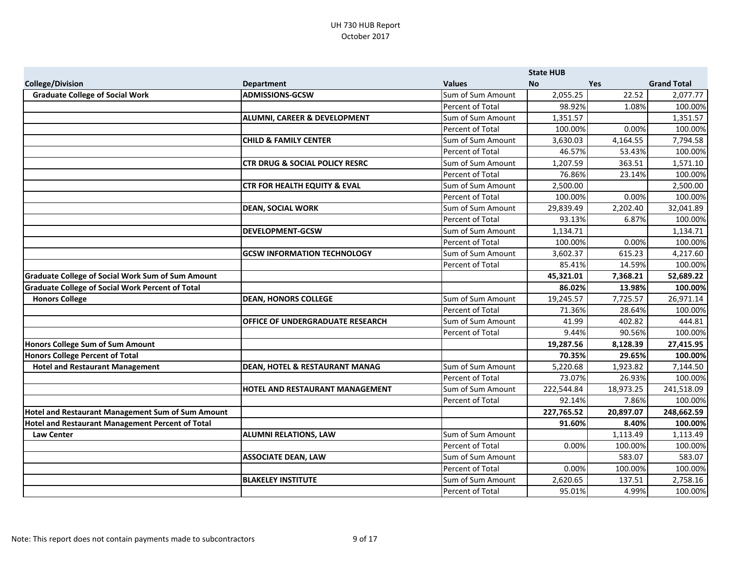UH 730 HUB Report
October 2017

| College/Division | Department | Values | State HUB No | Yes | Grand Total |
|---|---|---|---|---|---|
| **Graduate College of Social Work** | **ADMISSIONS-GCSW** | Sum of Sum Amount | 2,055.25 | 22.52 | 2,077.77 |
| | | Percent of Total | 98.92% | 1.08% | 100.00% |
| | **ALUMNI, CAREER & DEVELOPMENT** | Sum of Sum Amount | 1,351.57 | | 1,351.57 |
| | | Percent of Total | 100.00% | 0.00% | 100.00% |
| | **CHILD & FAMILY CENTER** | Sum of Sum Amount | 3,630.03 | 4,164.55 | 7,794.58 |
| | | Percent of Total | 46.57% | 53.43% | 100.00% |
| | **CTR DRUG & SOCIAL POLICY RESRC** | Sum of Sum Amount | 1,207.59 | 363.51 | 1,571.10 |
| | | Percent of Total | 76.86% | 23.14% | 100.00% |
| | **CTR FOR HEALTH EQUITY & EVAL** | Sum of Sum Amount | 2,500.00 | | 2,500.00 |
| | | Percent of Total | 100.00% | 0.00% | 100.00% |
| | **DEAN, SOCIAL WORK** | Sum of Sum Amount | 29,839.49 | 2,202.40 | 32,041.89 |
| | | Percent of Total | 93.13% | 6.87% | 100.00% |
| | **DEVELOPMENT-GCSW** | Sum of Sum Amount | 1,134.71 | | 1,134.71 |
| | | Percent of Total | 100.00% | 0.00% | 100.00% |
| | **GCSW INFORMATION TECHNOLOGY** | Sum of Sum Amount | 3,602.37 | 615.23 | 4,217.60 |
| | | Percent of Total | 85.41% | 14.59% | 100.00% |
| **Graduate College of Social Work Sum of Sum Amount** | | | **45,321.01** | **7,368.21** | **52,689.22** |
| **Graduate College of Social Work Percent of Total** | | | **86.02%** | **13.98%** | **100.00%** |
| **Honors College** | **DEAN, HONORS COLLEGE** | Sum of Sum Amount | 19,245.57 | 7,725.57 | 26,971.14 |
| | | Percent of Total | 71.36% | 28.64% | 100.00% |
| | **OFFICE OF UNDERGRADUATE RESEARCH** | Sum of Sum Amount | 41.99 | 402.82 | 444.81 |
| | | Percent of Total | 9.44% | 90.56% | 100.00% |
| **Honors College Sum of Sum Amount** | | | **19,287.56** | **8,128.39** | **27,415.95** |
| **Honors College Percent of Total** | | | **70.35%** | **29.65%** | **100.00%** |
| **Hotel and Restaurant Management** | **DEAN, HOTEL & RESTAURANT MANAG** | Sum of Sum Amount | 5,220.68 | 1,923.82 | 7,144.50 |
| | | Percent of Total | 73.07% | 26.93% | 100.00% |
| | **HOTEL AND RESTAURANT MANAGEMENT** | Sum of Sum Amount | 222,544.84 | 18,973.25 | 241,518.09 |
| | | Percent of Total | 92.14% | 7.86% | 100.00% |
| **Hotel and Restaurant Management Sum of Sum Amount** | | | **227,765.52** | **20,897.07** | **248,662.59** |
| **Hotel and Restaurant Management Percent of Total** | | | **91.60%** | **8.40%** | **100.00%** |
| **Law Center** | **ALUMNI RELATIONS, LAW** | Sum of Sum Amount | | 1,113.49 | 1,113.49 |
| | | Percent of Total | 0.00% | 100.00% | 100.00% |
| | **ASSOCIATE DEAN, LAW** | Sum of Sum Amount | | 583.07 | 583.07 |
| | | Percent of Total | 0.00% | 100.00% | 100.00% |
| | **BLAKELEY INSTITUTE** | Sum of Sum Amount | 2,620.65 | 137.51 | 2,758.16 |
| | | Percent of Total | 95.01% | 4.99% | 100.00% |

Note: This report does not contain payments made to subcontractors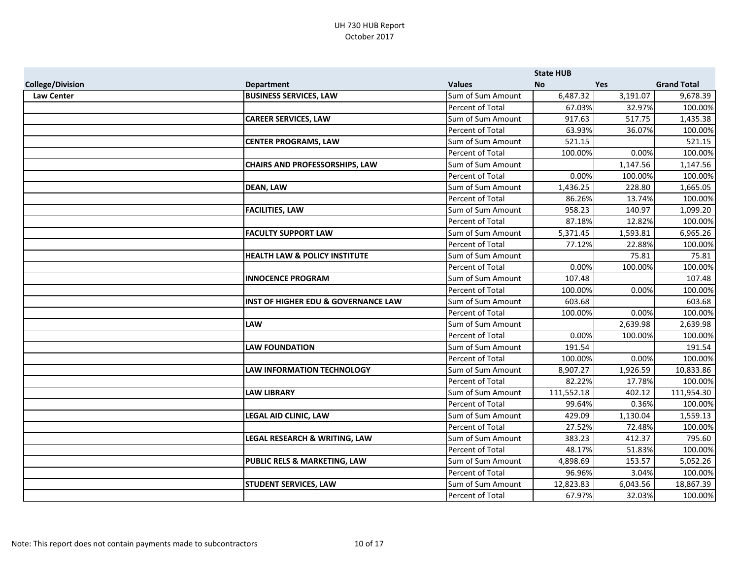# UH 730 HUB Report
## October 2017

| College/Division | Department | Values | State HUB No | Yes | Grand Total |
|---|---|---|---|---|---|
| **Law Center** | **BUSINESS SERVICES, LAW** | Sum of Sum Amount | 6,487.32 | 3,191.07 | 9,678.39 |
| | | Percent of Total | 67.03% | 32.97% | 100.00% |
| | **CAREER SERVICES, LAW** | Sum of Sum Amount | 917.63 | 517.75 | 1,435.38 |
| | | Percent of Total | 63.93% | 36.07% | 100.00% |
| | **CENTER PROGRAMS, LAW** | Sum of Sum Amount | 521.15 | | 521.15 |
| | | Percent of Total | 100.00% | 0.00% | 100.00% |
| | **CHAIRS AND PROFESSORSHIPS, LAW** | Sum of Sum Amount | | 1,147.56 | 1,147.56 |
| | | Percent of Total | 0.00% | 100.00% | 100.00% |
| | **DEAN, LAW** | Sum of Sum Amount | 1,436.25 | 228.80 | 1,665.05 |
| | | Percent of Total | 86.26% | 13.74% | 100.00% |
| | **FACILITIES, LAW** | Sum of Sum Amount | 958.23 | 140.97 | 1,099.20 |
| | | Percent of Total | 87.18% | 12.82% | 100.00% |
| | **FACULTY SUPPORT LAW** | Sum of Sum Amount | 5,371.45 | 1,593.81 | 6,965.26 |
| | | Percent of Total | 77.12% | 22.88% | 100.00% |
| | **HEALTH LAW & POLICY INSTITUTE** | Sum of Sum Amount | | 75.81 | 75.81 |
| | | Percent of Total | 0.00% | 100.00% | 100.00% |
| | **INNOCENCE PROGRAM** | Sum of Sum Amount | 107.48 | | 107.48 |
| | | Percent of Total | 100.00% | 0.00% | 100.00% |
| | **INST OF HIGHER EDU & GOVERNANCE LAW** | Sum of Sum Amount | 603.68 | | 603.68 |
| | | Percent of Total | 100.00% | 0.00% | 100.00% |
| | **LAW** | Sum of Sum Amount | | 2,639.98 | 2,639.98 |
| | | Percent of Total | 0.00% | 100.00% | 100.00% |
| | **LAW FOUNDATION** | Sum of Sum Amount | 191.54 | | 191.54 |
| | | Percent of Total | 100.00% | 0.00% | 100.00% |
| | **LAW INFORMATION TECHNOLOGY** | Sum of Sum Amount | 8,907.27 | 1,926.59 | 10,833.86 |
| | | Percent of Total | 82.22% | 17.78% | 100.00% |
| | **LAW LIBRARY** | Sum of Sum Amount | 111,552.18 | 402.12 | 111,954.30 |
| | | Percent of Total | 99.64% | 0.36% | 100.00% |
| | **LEGAL AID CLINIC, LAW** | Sum of Sum Amount | 429.09 | 1,130.04 | 1,559.13 |
| | | Percent of Total | 27.52% | 72.48% | 100.00% |
| | **LEGAL RESEARCH & WRITING, LAW** | Sum of Sum Amount | 383.23 | 412.37 | 795.60 |
| | | Percent of Total | 48.17% | 51.83% | 100.00% |
| | **PUBLIC RELS & MARKETING, LAW** | Sum of Sum Amount | 4,898.69 | 153.57 | 5,052.26 |
| | | Percent of Total | 96.96% | 3.04% | 100.00% |
| | **STUDENT SERVICES, LAW** | Sum of Sum Amount | 12,823.83 | 6,043.56 | 18,867.39 |
| | | Percent of Total | 67.97% | 32.03% | 100.00% |

Note: This report does not contain payments made to subcontractors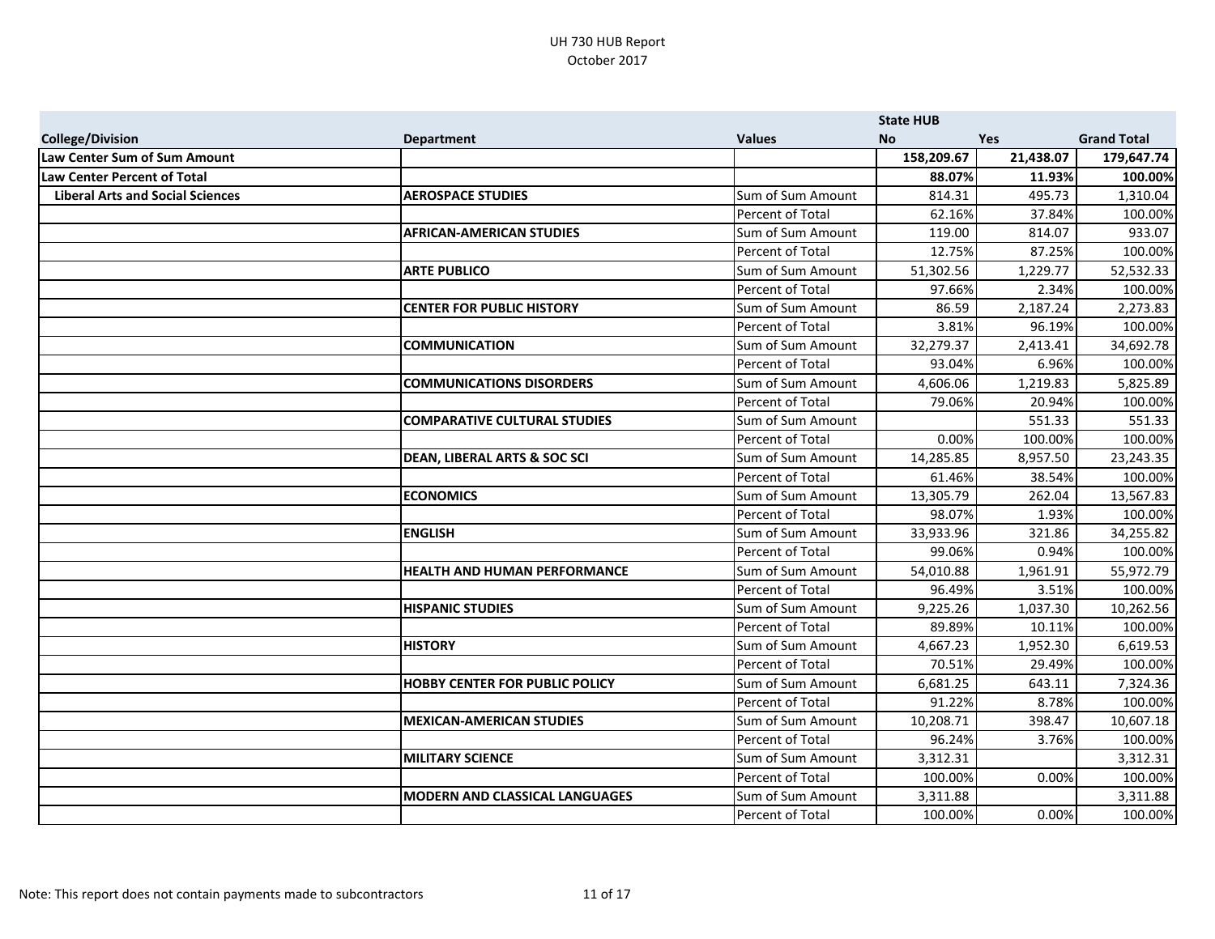UH 730 HUB Report
October 2017

| College/Division | Department | Values | State HUB No | Yes | Grand Total |
|---|---|---|---|---|---|
| **Law Center Sum of Sum Amount** | | | **158,209.67** | **21,438.07** | **179,647.74** |
| **Law Center Percent of Total** | | | **88.07%** | **11.93%** | **100.00%** |
| **Liberal Arts and Social Sciences** | **AEROSPACE STUDIES** | Sum of Sum Amount | 814.31 | 495.73 | 1,310.04 |
| | | Percent of Total | 62.16% | 37.84% | 100.00% |
| | **AFRICAN-AMERICAN STUDIES** | Sum of Sum Amount | 119.00 | 814.07 | 933.07 |
| | | Percent of Total | 12.75% | 87.25% | 100.00% |
| | **ARTE PUBLICO** | Sum of Sum Amount | 51,302.56 | 1,229.77 | 52,532.33 |
| | | Percent of Total | 97.66% | 2.34% | 100.00% |
| | **CENTER FOR PUBLIC HISTORY** | Sum of Sum Amount | 86.59 | 2,187.24 | 2,273.83 |
| | | Percent of Total | 3.81% | 96.19% | 100.00% |
| | **COMMUNICATION** | Sum of Sum Amount | 32,279.37 | 2,413.41 | 34,692.78 |
| | | Percent of Total | 93.04% | 6.96% | 100.00% |
| | **COMMUNICATIONS DISORDERS** | Sum of Sum Amount | 4,606.06 | 1,219.83 | 5,825.89 |
| | | Percent of Total | 79.06% | 20.94% | 100.00% |
| | **COMPARATIVE CULTURAL STUDIES** | Sum of Sum Amount | | 551.33 | 551.33 |
| | | Percent of Total | 0.00% | 100.00% | 100.00% |
| | **DEAN, LIBERAL ARTS & SOC SCI** | Sum of Sum Amount | 14,285.85 | 8,957.50 | 23,243.35 |
| | | Percent of Total | 61.46% | 38.54% | 100.00% |
| | **ECONOMICS** | Sum of Sum Amount | 13,305.79 | 262.04 | 13,567.83 |
| | | Percent of Total | 98.07% | 1.93% | 100.00% |
| | **ENGLISH** | Sum of Sum Amount | 33,933.96 | 321.86 | 34,255.82 |
| | | Percent of Total | 99.06% | 0.94% | 100.00% |
| | **HEALTH AND HUMAN PERFORMANCE** | Sum of Sum Amount | 54,010.88 | 1,961.91 | 55,972.79 |
| | | Percent of Total | 96.49% | 3.51% | 100.00% |
| | **HISPANIC STUDIES** | Sum of Sum Amount | 9,225.26 | 1,037.30 | 10,262.56 |
| | | Percent of Total | 89.89% | 10.11% | 100.00% |
| | **HISTORY** | Sum of Sum Amount | 4,667.23 | 1,952.30 | 6,619.53 |
| | | Percent of Total | 70.51% | 29.49% | 100.00% |
| | **HOBBY CENTER FOR PUBLIC POLICY** | Sum of Sum Amount | 6,681.25 | 643.11 | 7,324.36 |
| | | Percent of Total | 91.22% | 8.78% | 100.00% |
| | **MEXICAN-AMERICAN STUDIES** | Sum of Sum Amount | 10,208.71 | 398.47 | 10,607.18 |
| | | Percent of Total | 96.24% | 3.76% | 100.00% |
| | **MILITARY SCIENCE** | Sum of Sum Amount | 3,312.31 | | 3,312.31 |
| | | Percent of Total | 100.00% | 0.00% | 100.00% |
| | **MODERN AND CLASSICAL LANGUAGES** | Sum of Sum Amount | 3,311.88 | | 3,311.88 |
| | | Percent of Total | 100.00% | 0.00% | 100.00% |

Note: This report does not contain payments made to subcontractors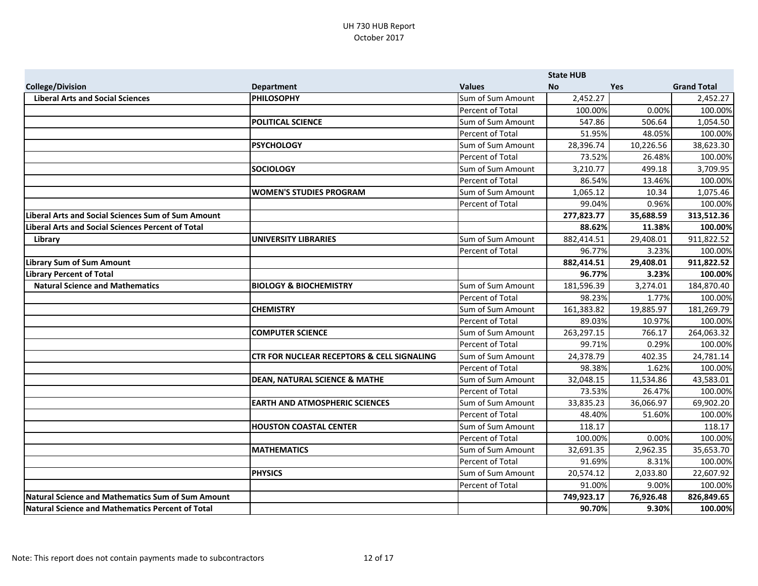# UH 730 HUB Report
October 2017

| College/Division | Department | Values | State HUB No | Yes | Grand Total |
|---|---|---|---|---|---|
| **Liberal Arts and Social Sciences** | **PHILOSOPHY** | Sum of Sum Amount | 2,452.27 | | 2,452.27 |
| | | Percent of Total | 100.00% | 0.00% | 100.00% |
| | **POLITICAL SCIENCE** | Sum of Sum Amount | 547.86 | 506.64 | 1,054.50 |
| | | Percent of Total | 51.95% | 48.05% | 100.00% |
| | **PSYCHOLOGY** | Sum of Sum Amount | 28,396.74 | 10,226.56 | 38,623.30 |
| | | Percent of Total | 73.52% | 26.48% | 100.00% |
| | **SOCIOLOGY** | Sum of Sum Amount | 3,210.77 | 499.18 | 3,709.95 |
| | | Percent of Total | 86.54% | 13.46% | 100.00% |
| | **WOMEN'S STUDIES PROGRAM** | Sum of Sum Amount | 1,065.12 | 10.34 | 1,075.46 |
| | | Percent of Total | 99.04% | 0.96% | 100.00% |
| **Liberal Arts and Social Sciences Sum of Sum Amount** | | | **277,823.77** | **35,688.59** | **313,512.36** |
| **Liberal Arts and Social Sciences Percent of Total** | | | **88.62%** | **11.38%** | **100.00%** |
| **Library** | **UNIVERSITY LIBRARIES** | Sum of Sum Amount | 882,414.51 | 29,408.01 | 911,822.52 |
| | | Percent of Total | 96.77% | 3.23% | 100.00% |
| **Library Sum of Sum Amount** | | | **882,414.51** | **29,408.01** | **911,822.52** |
| **Library Percent of Total** | | | **96.77%** | **3.23%** | **100.00%** |
| **Natural Science and Mathematics** | **BIOLOGY & BIOCHEMISTRY** | Sum of Sum Amount | 181,596.39 | 3,274.01 | 184,870.40 |
| | | Percent of Total | 98.23% | 1.77% | 100.00% |
| | **CHEMISTRY** | Sum of Sum Amount | 161,383.82 | 19,885.97 | 181,269.79 |
| | | Percent of Total | 89.03% | 10.97% | 100.00% |
| | **COMPUTER SCIENCE** | Sum of Sum Amount | 263,297.15 | 766.17 | 264,063.32 |
| | | Percent of Total | 99.71% | 0.29% | 100.00% |
| | **CTR FOR NUCLEAR RECEPTORS & CELL SIGNALING** | Sum of Sum Amount | 24,378.79 | 402.35 | 24,781.14 |
| | | Percent of Total | 98.38% | 1.62% | 100.00% |
| | **DEAN, NATURAL SCIENCE & MATHE** | Sum of Sum Amount | 32,048.15 | 11,534.86 | 43,583.01 |
| | | Percent of Total | 73.53% | 26.47% | 100.00% |
| | **EARTH AND ATMOSPHERIC SCIENCES** | Sum of Sum Amount | 33,835.23 | 36,066.97 | 69,902.20 |
| | | Percent of Total | 48.40% | 51.60% | 100.00% |
| | **HOUSTON COASTAL CENTER** | Sum of Sum Amount | 118.17 | | 118.17 |
| | | Percent of Total | 100.00% | 0.00% | 100.00% |
| | **MATHEMATICS** | Sum of Sum Amount | 32,691.35 | 2,962.35 | 35,653.70 |
| | | Percent of Total | 91.69% | 8.31% | 100.00% |
| | **PHYSICS** | Sum of Sum Amount | 20,574.12 | 2,033.80 | 22,607.92 |
| | | Percent of Total | 91.00% | 9.00% | 100.00% |
| **Natural Science and Mathematics Sum of Sum Amount** | | | **749,923.17** | **76,926.48** | **826,849.65** |
| **Natural Science and Mathematics Percent of Total** | | | **90.70%** | **9.30%** | **100.00%** |

Note: This report does not contain payments made to subcontractors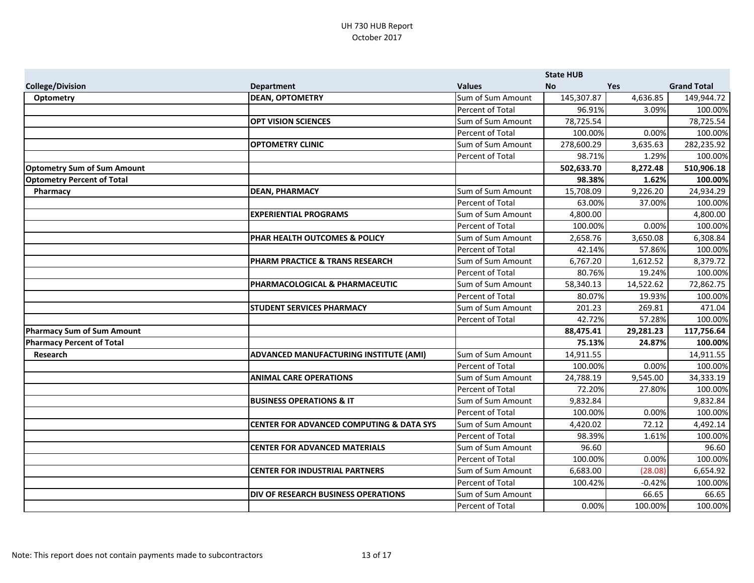UH 730 HUB Report
October 2017

| College/Division | Department | Values | State HUB No | Yes | Grand Total |
|---|---|---|---|---|---|
| **Optometry** | **DEAN, OPTOMETRY** | Sum of Sum Amount | 145,307.87 | 4,636.85 | 149,944.72 |
| | | Percent of Total | 96.91% | 3.09% | 100.00% |
| | **OPT VISION SCIENCES** | Sum of Sum Amount | 78,725.54 | | 78,725.54 |
| | | Percent of Total | 100.00% | 0.00% | 100.00% |
| | **OPTOMETRY CLINIC** | Sum of Sum Amount | 278,600.29 | 3,635.63 | 282,235.92 |
| | | Percent of Total | 98.71% | 1.29% | 100.00% |
| **Optometry Sum of Sum Amount** | | | **502,633.70** | **8,272.48** | **510,906.18** |
| **Optometry Percent of Total** | | | **98.38%** | **1.62%** | **100.00%** |
| **Pharmacy** | **DEAN, PHARMACY** | Sum of Sum Amount | 15,708.09 | 9,226.20 | 24,934.29 |
| | | Percent of Total | 63.00% | 37.00% | 100.00% |
| | **EXPERIENTIAL PROGRAMS** | Sum of Sum Amount | 4,800.00 | | 4,800.00 |
| | | Percent of Total | 100.00% | 0.00% | 100.00% |
| | **PHAR HEALTH OUTCOMES & POLICY** | Sum of Sum Amount | 2,658.76 | 3,650.08 | 6,308.84 |
| | | Percent of Total | 42.14% | 57.86% | 100.00% |
| | **PHARM PRACTICE & TRANS RESEARCH** | Sum of Sum Amount | 6,767.20 | 1,612.52 | 8,379.72 |
| | | Percent of Total | 80.76% | 19.24% | 100.00% |
| | **PHARMACOLOGICAL & PHARMACEUTIC** | Sum of Sum Amount | 58,340.13 | 14,522.62 | 72,862.75 |
| | | Percent of Total | 80.07% | 19.93% | 100.00% |
| | **STUDENT SERVICES PHARMACY** | Sum of Sum Amount | 201.23 | 269.81 | 471.04 |
| | | Percent of Total | 42.72% | 57.28% | 100.00% |
| **Pharmacy Sum of Sum Amount** | | | **88,475.41** | **29,281.23** | **117,756.64** |
| **Pharmacy Percent of Total** | | | **75.13%** | **24.87%** | **100.00%** |
| **Research** | **ADVANCED MANUFACTURING INSTITUTE (AMI)** | Sum of Sum Amount | 14,911.55 | | 14,911.55 |
| | | Percent of Total | 100.00% | 0.00% | 100.00% |
| | **ANIMAL CARE OPERATIONS** | Sum of Sum Amount | 24,788.19 | 9,545.00 | 34,333.19 |
| | | Percent of Total | 72.20% | 27.80% | 100.00% |
| | **BUSINESS OPERATIONS & IT** | Sum of Sum Amount | 9,832.84 | | 9,832.84 |
| | | Percent of Total | 100.00% | 0.00% | 100.00% |
| | **CENTER FOR ADVANCED COMPUTING & DATA SYS** | Sum of Sum Amount | 4,420.02 | 72.12 | 4,492.14 |
| | | Percent of Total | 98.39% | 1.61% | 100.00% |
| | **CENTER FOR ADVANCED MATERIALS** | Sum of Sum Amount | 96.60 | | 96.60 |
| | | Percent of Total | 100.00% | 0.00% | 100.00% |
| | **CENTER FOR INDUSTRIAL PARTNERS** | Sum of Sum Amount | 6,683.00 | (28.08) | 6,654.92 |
| | | Percent of Total | 100.42% | -0.42% | 100.00% |
| | **DIV OF RESEARCH BUSINESS OPERATIONS** | Sum of Sum Amount | | 66.65 | 66.65 |
| | | Percent of Total | 0.00% | 100.00% | 100.00% |

Note: This report does not contain payments made to subcontractors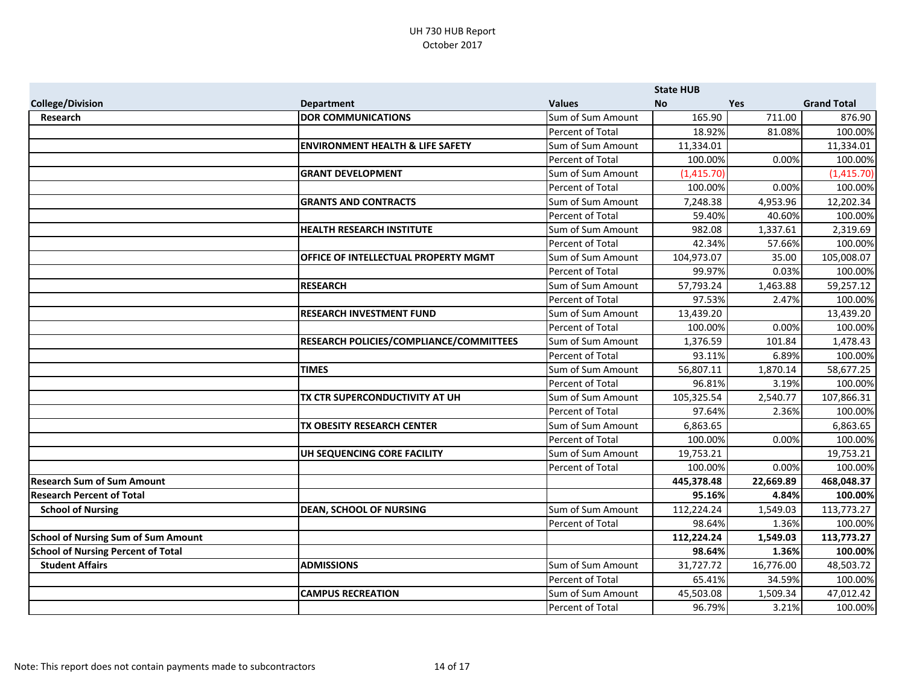UH 730 HUB Report
October 2017

| College/Division | Department | Values | State HUB No | Yes | Grand Total |
|---|---|---|---|---|---|
| **Research** | **DOR COMMUNICATIONS** | Sum of Sum Amount | 165.90 | 711.00 | 876.90 |
| | | Percent of Total | 18.92% | 81.08% | 100.00% |
| | **ENVIRONMENT HEALTH & LIFE SAFETY** | Sum of Sum Amount | 11,334.01 | | 11,334.01 |
| | | Percent of Total | 100.00% | 0.00% | 100.00% |
| | **GRANT DEVELOPMENT** | Sum of Sum Amount | (1,415.70) | | (1,415.70) |
| | | Percent of Total | 100.00% | 0.00% | 100.00% |
| | **GRANTS AND CONTRACTS** | Sum of Sum Amount | 7,248.38 | 4,953.96 | 12,202.34 |
| | | Percent of Total | 59.40% | 40.60% | 100.00% |
| | **HEALTH RESEARCH INSTITUTE** | Sum of Sum Amount | 982.08 | 1,337.61 | 2,319.69 |
| | | Percent of Total | 42.34% | 57.66% | 100.00% |
| | **OFFICE OF INTELLECTUAL PROPERTY MGMT** | Sum of Sum Amount | 104,973.07 | 35.00 | 105,008.07 |
| | | Percent of Total | 99.97% | 0.03% | 100.00% |
| | **RESEARCH** | Sum of Sum Amount | 57,793.24 | 1,463.88 | 59,257.12 |
| | | Percent of Total | 97.53% | 2.47% | 100.00% |
| | **RESEARCH INVESTMENT FUND** | Sum of Sum Amount | 13,439.20 | | 13,439.20 |
| | | Percent of Total | 100.00% | 0.00% | 100.00% |
| | **RESEARCH POLICIES/COMPLIANCE/COMMITTEES** | Sum of Sum Amount | 1,376.59 | 101.84 | 1,478.43 |
| | | Percent of Total | 93.11% | 6.89% | 100.00% |
| | **TIMES** | Sum of Sum Amount | 56,807.11 | 1,870.14 | 58,677.25 |
| | | Percent of Total | 96.81% | 3.19% | 100.00% |
| | **TX CTR SUPERCONDUCTIVITY AT UH** | Sum of Sum Amount | 105,325.54 | 2,540.77 | 107,866.31 |
| | | Percent of Total | 97.64% | 2.36% | 100.00% |
| | **TX OBESITY RESEARCH CENTER** | Sum of Sum Amount | 6,863.65 | | 6,863.65 |
| | | Percent of Total | 100.00% | 0.00% | 100.00% |
| | **UH SEQUENCING CORE FACILITY** | Sum of Sum Amount | 19,753.21 | | 19,753.21 |
| | | Percent of Total | 100.00% | 0.00% | 100.00% |
| **Research Sum of Sum Amount** | | | **445,378.48** | **22,669.89** | **468,048.37** |
| **Research Percent of Total** | | | **95.16%** | **4.84%** | **100.00%** |
| **School of Nursing** | **DEAN, SCHOOL OF NURSING** | Sum of Sum Amount | 112,224.24 | 1,549.03 | 113,773.27 |
| | | Percent of Total | 98.64% | 1.36% | 100.00% |
| **School of Nursing Sum of Sum Amount** | | | **112,224.24** | **1,549.03** | **113,773.27** |
| **School of Nursing Percent of Total** | | | **98.64%** | **1.36%** | **100.00%** |
| **Student Affairs** | **ADMISSIONS** | Sum of Sum Amount | 31,727.72 | 16,776.00 | 48,503.72 |
| | | Percent of Total | 65.41% | 34.59% | 100.00% |
| | **CAMPUS RECREATION** | Sum of Sum Amount | 45,503.08 | 1,509.34 | 47,012.42 |
| | | Percent of Total | 96.79% | 3.21% | 100.00% |

Note: This report does not contain payments made to subcontractors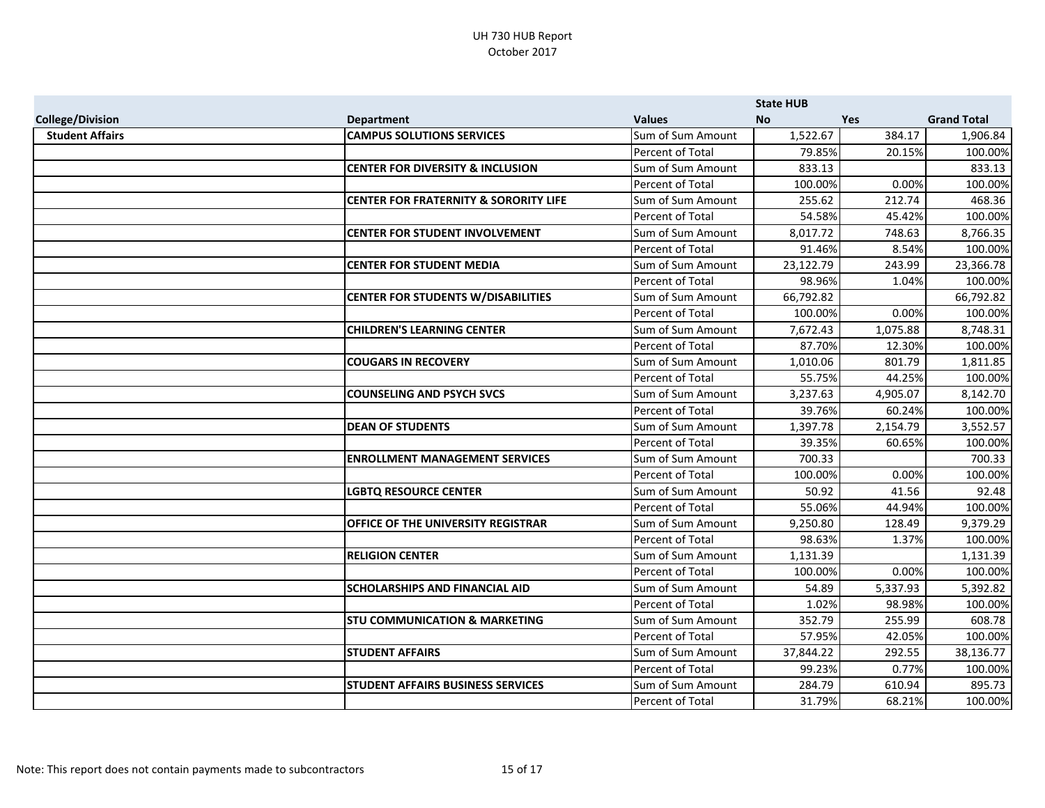# UH 730 HUB Report
October 2017

| College/Division | Department | Values | State HUB No | State HUB Yes | Grand Total |
|---|---|---|---|---|---|
| **Student Affairs** | **CAMPUS SOLUTIONS SERVICES** | Sum of Sum Amount | 1,522.67 | 384.17 | 1,906.84 |
| | | Percent of Total | 79.85% | 20.15% | 100.00% |
| | **CENTER FOR DIVERSITY & INCLUSION** | Sum of Sum Amount | 833.13 | | 833.13 |
| | | Percent of Total | 100.00% | 0.00% | 100.00% |
| | **CENTER FOR FRATERNITY & SORORITY LIFE** | Sum of Sum Amount | 255.62 | 212.74 | 468.36 |
| | | Percent of Total | 54.58% | 45.42% | 100.00% |
| | **CENTER FOR STUDENT INVOLVEMENT** | Sum of Sum Amount | 8,017.72 | 748.63 | 8,766.35 |
| | | Percent of Total | 91.46% | 8.54% | 100.00% |
| | **CENTER FOR STUDENT MEDIA** | Sum of Sum Amount | 23,122.79 | 243.99 | 23,366.78 |
| | | Percent of Total | 98.96% | 1.04% | 100.00% |
| | **CENTER FOR STUDENTS W/DISABILITIES** | Sum of Sum Amount | 66,792.82 | | 66,792.82 |
| | | Percent of Total | 100.00% | 0.00% | 100.00% |
| | **CHILDREN'S LEARNING CENTER** | Sum of Sum Amount | 7,672.43 | 1,075.88 | 8,748.31 |
| | | Percent of Total | 87.70% | 12.30% | 100.00% |
| | **COUGARS IN RECOVERY** | Sum of Sum Amount | 1,010.06 | 801.79 | 1,811.85 |
| | | Percent of Total | 55.75% | 44.25% | 100.00% |
| | **COUNSELING AND PSYCH SVCS** | Sum of Sum Amount | 3,237.63 | 4,905.07 | 8,142.70 |
| | | Percent of Total | 39.76% | 60.24% | 100.00% |
| | **DEAN OF STUDENTS** | Sum of Sum Amount | 1,397.78 | 2,154.79 | 3,552.57 |
| | | Percent of Total | 39.35% | 60.65% | 100.00% |
| | **ENROLLMENT MANAGEMENT SERVICES** | Sum of Sum Amount | 700.33 | | 700.33 |
| | | Percent of Total | 100.00% | 0.00% | 100.00% |
| | **LGBTQ RESOURCE CENTER** | Sum of Sum Amount | 50.92 | 41.56 | 92.48 |
| | | Percent of Total | 55.06% | 44.94% | 100.00% |
| | **OFFICE OF THE UNIVERSITY REGISTRAR** | Sum of Sum Amount | 9,250.80 | 128.49 | 9,379.29 |
| | | Percent of Total | 98.63% | 1.37% | 100.00% |
| | **RELIGION CENTER** | Sum of Sum Amount | 1,131.39 | | 1,131.39 |
| | | Percent of Total | 100.00% | 0.00% | 100.00% |
| | **SCHOLARSHIPS AND FINANCIAL AID** | Sum of Sum Amount | 54.89 | 5,337.93 | 5,392.82 |
| | | Percent of Total | 1.02% | 98.98% | 100.00% |
| | **STU COMMUNICATION & MARKETING** | Sum of Sum Amount | 352.79 | 255.99 | 608.78 |
| | | Percent of Total | 57.95% | 42.05% | 100.00% |
| | **STUDENT AFFAIRS** | Sum of Sum Amount | 37,844.22 | 292.55 | 38,136.77 |
| | | Percent of Total | 99.23% | 0.77% | 100.00% |
| | **STUDENT AFFAIRS BUSINESS SERVICES** | Sum of Sum Amount | 284.79 | 610.94 | 895.73 |
| | | Percent of Total | 31.79% | 68.21% | 100.00% |

Note: This report does not contain payments made to subcontractors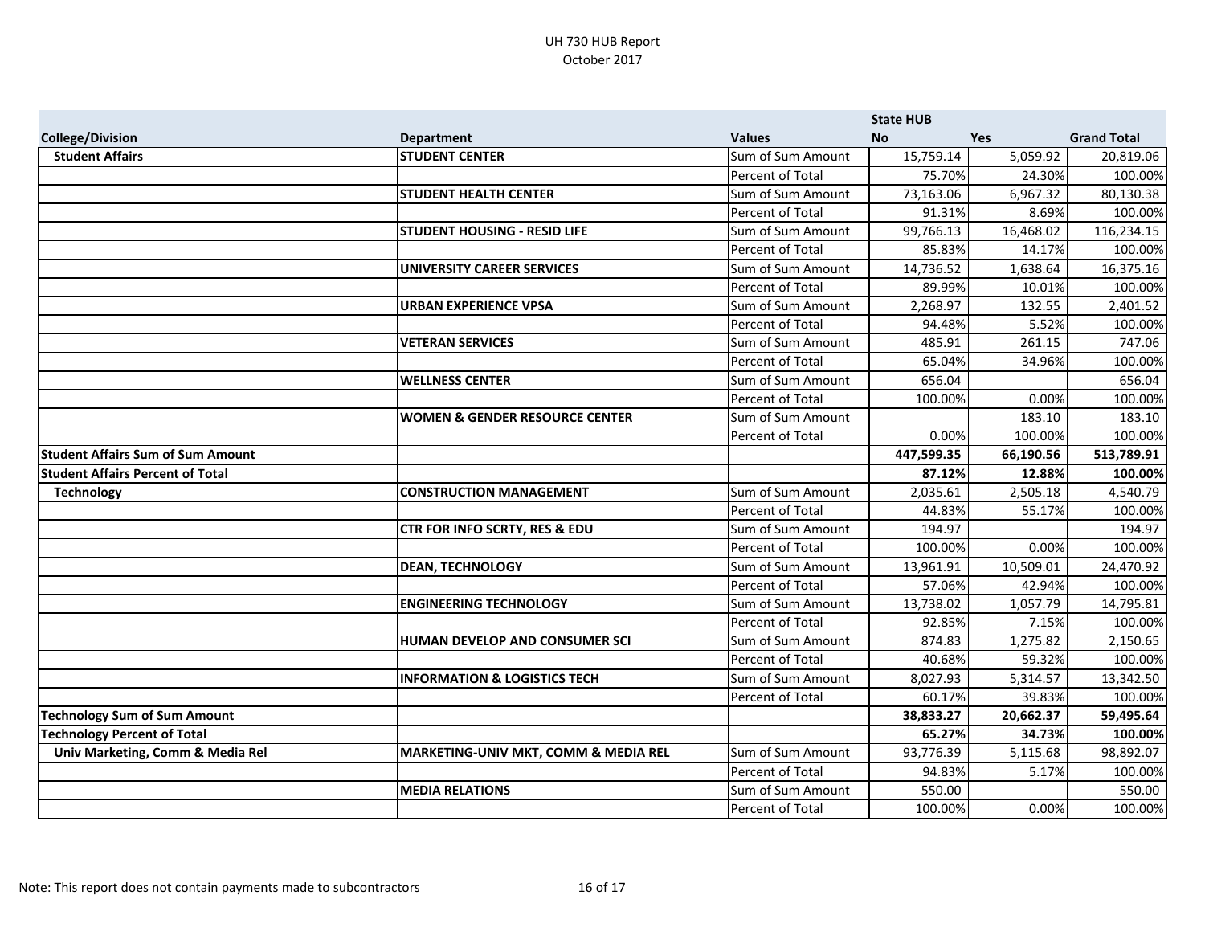# UH 730 HUB Report
## October 2017

| College/Division | Department | Values | State HUB No | Yes | Grand Total |
|---|---|---|---|---|---|
| Student Affairs | **STUDENT CENTER** | Sum of Sum Amount | 15,759.14 | 5,059.92 | 20,819.06 |
| | | Percent of Total | 75.70% | 24.30% | 100.00% |
| | **STUDENT HEALTH CENTER** | Sum of Sum Amount | 73,163.06 | 6,967.32 | 80,130.38 |
| | | Percent of Total | 91.31% | 8.69% | 100.00% |
| | **STUDENT HOUSING - RESID LIFE** | Sum of Sum Amount | 99,766.13 | 16,468.02 | 116,234.15 |
| | | Percent of Total | 85.83% | 14.17% | 100.00% |
| | **UNIVERSITY CAREER SERVICES** | Sum of Sum Amount | 14,736.52 | 1,638.64 | 16,375.16 |
| | | Percent of Total | 89.99% | 10.01% | 100.00% |
| | **URBAN EXPERIENCE VPSA** | Sum of Sum Amount | 2,268.97 | 132.55 | 2,401.52 |
| | | Percent of Total | 94.48% | 5.52% | 100.00% |
| | **VETERAN SERVICES** | Sum of Sum Amount | 485.91 | 261.15 | 747.06 |
| | | Percent of Total | 65.04% | 34.96% | 100.00% |
| | **WELLNESS CENTER** | Sum of Sum Amount | 656.04 | | 656.04 |
| | | Percent of Total | 100.00% | 0.00% | 100.00% |
| | **WOMEN & GENDER RESOURCE CENTER** | Sum of Sum Amount | | 183.10 | 183.10 |
| | | Percent of Total | 0.00% | 100.00% | 100.00% |
| **Student Affairs Sum of Sum Amount** | | | **447,599.35** | **66,190.56** | **513,789.91** |
| **Student Affairs Percent of Total** | | | **87.12%** | **12.88%** | **100.00%** |
| Technology | **CONSTRUCTION MANAGEMENT** | Sum of Sum Amount | 2,035.61 | 2,505.18 | 4,540.79 |
| | | Percent of Total | 44.83% | 55.17% | 100.00% |
| | **CTR FOR INFO SCRTY, RES & EDU** | Sum of Sum Amount | 194.97 | | 194.97 |
| | | Percent of Total | 100.00% | 0.00% | 100.00% |
| | **DEAN, TECHNOLOGY** | Sum of Sum Amount | 13,961.91 | 10,509.01 | 24,470.92 |
| | | Percent of Total | 57.06% | 42.94% | 100.00% |
| | **ENGINEERING TECHNOLOGY** | Sum of Sum Amount | 13,738.02 | 1,057.79 | 14,795.81 |
| | | Percent of Total | 92.85% | 7.15% | 100.00% |
| | **HUMAN DEVELOP AND CONSUMER SCI** | Sum of Sum Amount | 874.83 | 1,275.82 | 2,150.65 |
| | | Percent of Total | 40.68% | 59.32% | 100.00% |
| | **INFORMATION & LOGISTICS TECH** | Sum of Sum Amount | 8,027.93 | 5,314.57 | 13,342.50 |
| | | Percent of Total | 60.17% | 39.83% | 100.00% |
| **Technology Sum of Sum Amount** | | | **38,833.27** | **20,662.37** | **59,495.64** |
| **Technology Percent of Total** | | | **65.27%** | **34.73%** | **100.00%** |
| Univ Marketing, Comm & Media Rel | **MARKETING-UNIV MKT, COMM & MEDIA REL** | Sum of Sum Amount | 93,776.39 | 5,115.68 | 98,892.07 |
| | | Percent of Total | 94.83% | 5.17% | 100.00% |
| | **MEDIA RELATIONS** | Sum of Sum Amount | 550.00 | | 550.00 |
| | | Percent of Total | 100.00% | 0.00% | 100.00% |

Note: This report does not contain payments made to subcontractors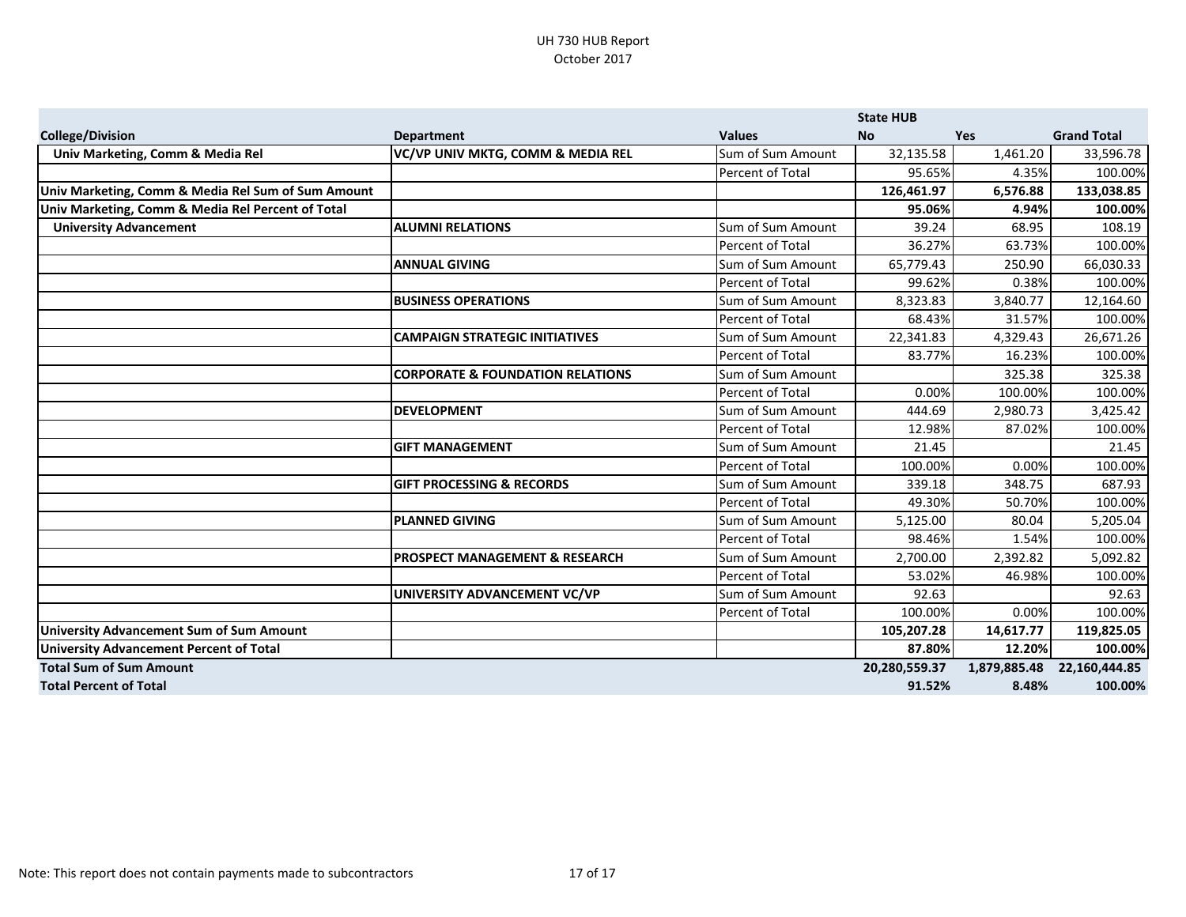# UH 730 HUB Report
October 2017

| | | | State HUB | | |
|---|---|---|---|---|---|
| **College/Division** | **Department** | **Values** | **No** | **Yes** | **Grand Total** |
| **Univ Marketing, Comm & Media Rel** | **VC/VP UNIV MKTG, COMM & MEDIA REL** | Sum of Sum Amount | 32,135.58 | 1,461.20 | 33,596.78 |
| | | Percent of Total | 95.65% | 4.35% | 100.00% |
| **Univ Marketing, Comm & Media Rel Sum of Sum Amount** | | | **126,461.97** | **6,576.88** | **133,038.85** |
| **Univ Marketing, Comm & Media Rel Percent of Total** | | | **95.06%** | **4.94%** | **100.00%** |
| **University Advancement** | **ALUMNI RELATIONS** | Sum of Sum Amount | 39.24 | 68.95 | 108.19 |
| | | Percent of Total | 36.27% | 63.73% | 100.00% |
| | **ANNUAL GIVING** | Sum of Sum Amount | 65,779.43 | 250.90 | 66,030.33 |
| | | Percent of Total | 99.62% | 0.38% | 100.00% |
| | **BUSINESS OPERATIONS** | Sum of Sum Amount | 8,323.83 | 3,840.77 | 12,164.60 |
| | | Percent of Total | 68.43% | 31.57% | 100.00% |
| | **CAMPAIGN STRATEGIC INITIATIVES** | Sum of Sum Amount | 22,341.83 | 4,329.43 | 26,671.26 |
| | | Percent of Total | 83.77% | 16.23% | 100.00% |
| | **CORPORATE & FOUNDATION RELATIONS** | Sum of Sum Amount | | 325.38 | 325.38 |
| | | Percent of Total | 0.00% | 100.00% | 100.00% |
| | **DEVELOPMENT** | Sum of Sum Amount | 444.69 | 2,980.73 | 3,425.42 |
| | | Percent of Total | 12.98% | 87.02% | 100.00% |
| | **GIFT MANAGEMENT** | Sum of Sum Amount | 21.45 | | 21.45 |
| | | Percent of Total | 100.00% | 0.00% | 100.00% |
| | **GIFT PROCESSING & RECORDS** | Sum of Sum Amount | 339.18 | 348.75 | 687.93 |
| | | Percent of Total | 49.30% | 50.70% | 100.00% |
| | **PLANNED GIVING** | Sum of Sum Amount | 5,125.00 | 80.04 | 5,205.04 |
| | | Percent of Total | 98.46% | 1.54% | 100.00% |
| | **PROSPECT MANAGEMENT & RESEARCH** | Sum of Sum Amount | 2,700.00 | 2,392.82 | 5,092.82 |
| | | Percent of Total | 53.02% | 46.98% | 100.00% |
| | **UNIVERSITY ADVANCEMENT VC/VP** | Sum of Sum Amount | 92.63 | | 92.63 |
| | | Percent of Total | 100.00% | 0.00% | 100.00% |
| **University Advancement Sum of Sum Amount** | | | **105,207.28** | **14,617.77** | **119,825.05** |
| **University Advancement Percent of Total** | | | **87.80%** | **12.20%** | **100.00%** |
| **Total Sum of Sum Amount** | | | **20,280,559.37** | **1,879,885.48** | **22,160,444.85** |
| **Total Percent of Total** | | | **91.52%** | **8.48%** | **100.00%** |

Note: This report does not contain payments made to subcontractors